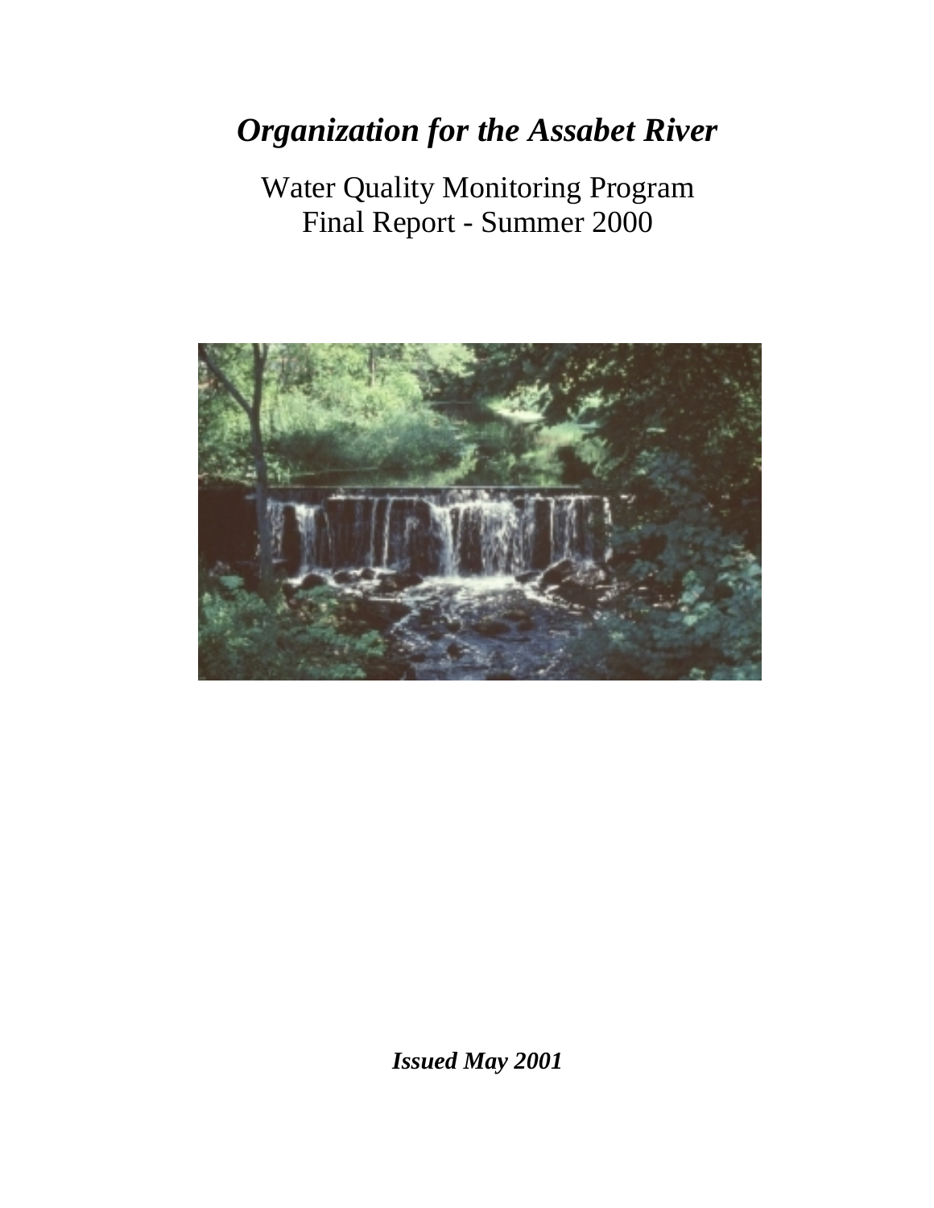# *Organization for the Assabet River*

Water Quality Monitoring Program
Final Report - Summer 2000

***Issued May 2001***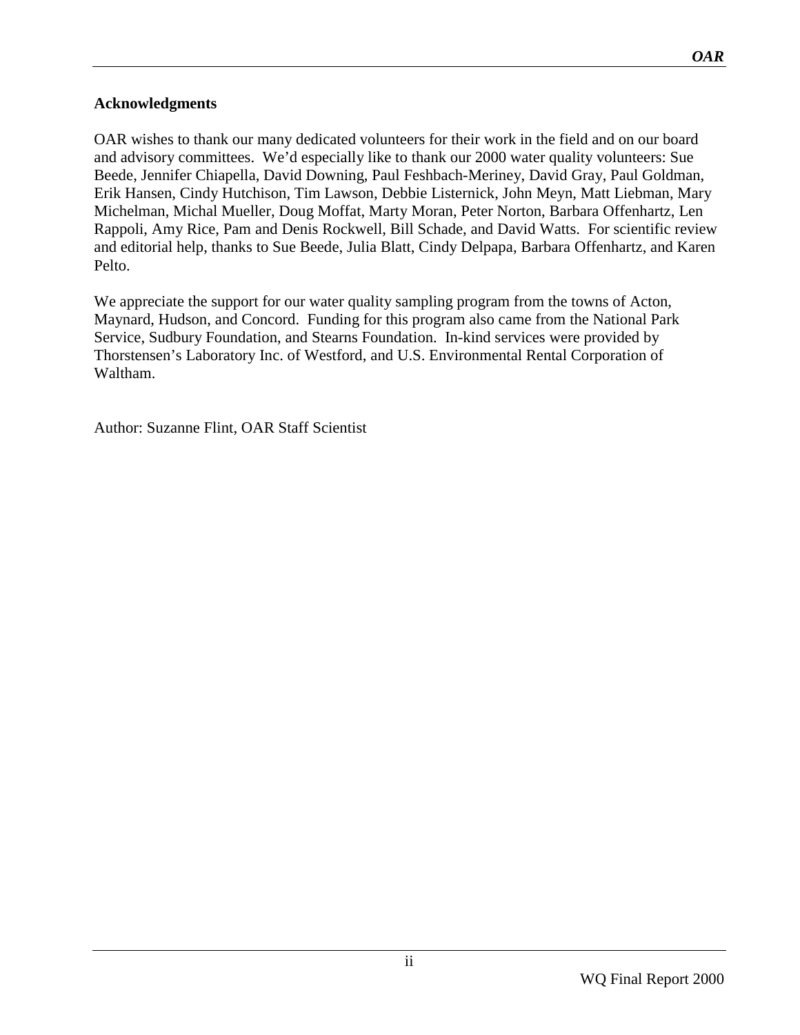## Acknowledgments

OAR wishes to thank our many dedicated volunteers for their work in the field and on our board and advisory committees. We'd especially like to thank our 2000 water quality volunteers: Sue Beede, Jennifer Chiapella, David Downing, Paul Feshbach-Meriney, David Gray, Paul Goldman, Erik Hansen, Cindy Hutchison, Tim Lawson, Debbie Listernick, John Meyn, Matt Liebman, Mary Michelman, Michal Mueller, Doug Moffat, Marty Moran, Peter Norton, Barbara Offenhartz, Len Rappoli, Amy Rice, Pam and Denis Rockwell, Bill Schade, and David Watts. For scientific review and editorial help, thanks to Sue Beede, Julia Blatt, Cindy Delpapa, Barbara Offenhartz, and Karen Pelto.

We appreciate the support for our water quality sampling program from the towns of Acton, Maynard, Hudson, and Concord. Funding for this program also came from the National Park Service, Sudbury Foundation, and Stearns Foundation. In-kind services were provided by Thorstensen's Laboratory Inc. of Westford, and U.S. Environmental Rental Corporation of Waltham.

Author: Suzanne Flint, OAR Staff Scientist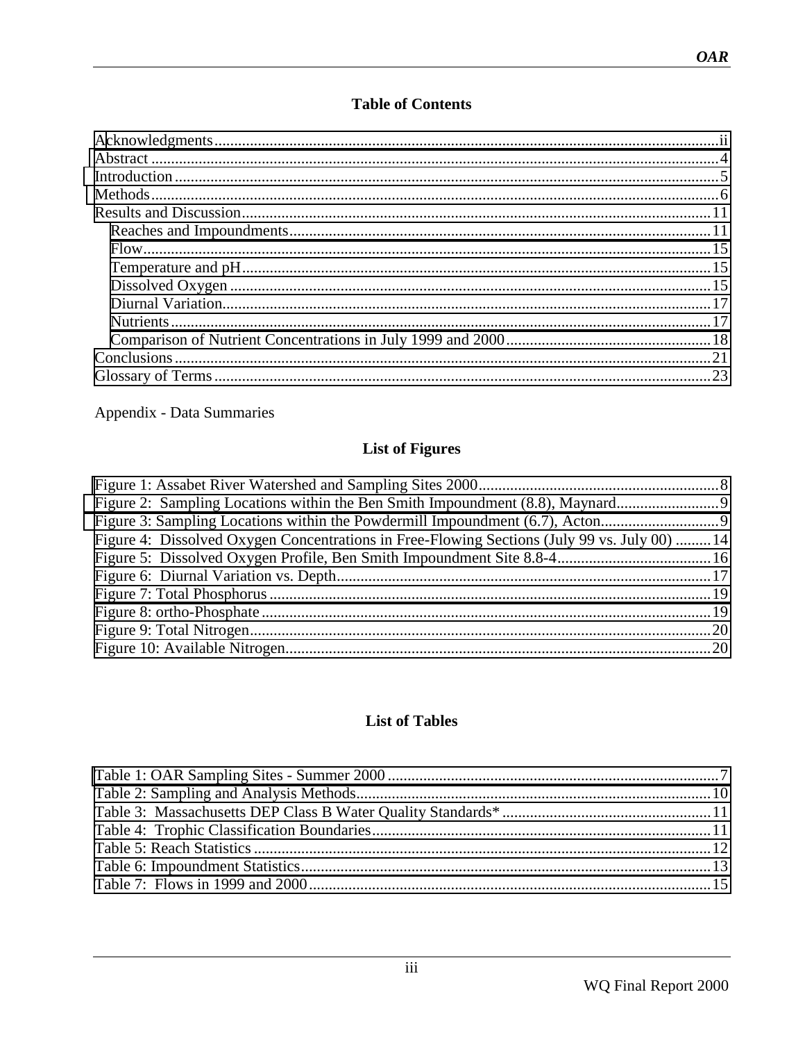## Table of Contents

Acknowledgments...ii
Abstract...4
Introduction...5
Methods...6
Results and Discussion...11
- Reaches and Impoundments...11
- Flow...15
- Temperature and pH...15
- Dissolved Oxygen...15
- Diurnal Variation...17
- Nutrients...17
- Comparison of Nutrient Concentrations in July 1999 and 2000...18

Conclusions...21
Glossary of Terms...23

Appendix - Data Summaries

## List of Figures

Figure 1: Assabet River Watershed and Sampling Sites 2000...8
Figure 2: Sampling Locations within the Ben Smith Impoundment (8.8), Maynard...9
Figure 3: Sampling Locations within the Powdermill Impoundment (6.7), Acton...9
Figure 4: Dissolved Oxygen Concentrations in Free-Flowing Sections (July 99 vs. July 00)...14
Figure 5: Dissolved Oxygen Profile, Ben Smith Impoundment Site 8.8-4...16
Figure 6: Diurnal Variation vs. Depth...17
Figure 7: Total Phosphorus...19
Figure 8: ortho-Phosphate...19
Figure 9: Total Nitrogen...20
Figure 10: Available Nitrogen...20

## List of Tables

Table 1: OAR Sampling Sites - Summer 2000...7
Table 2: Sampling and Analysis Methods...10
Table 3: Massachusetts DEP Class B Water Quality Standards*...11
Table 4: Trophic Classification Boundaries...11
Table 5: Reach Statistics...12
Table 6: Impoundment Statistics...13
Table 7: Flows in 1999 and 2000...15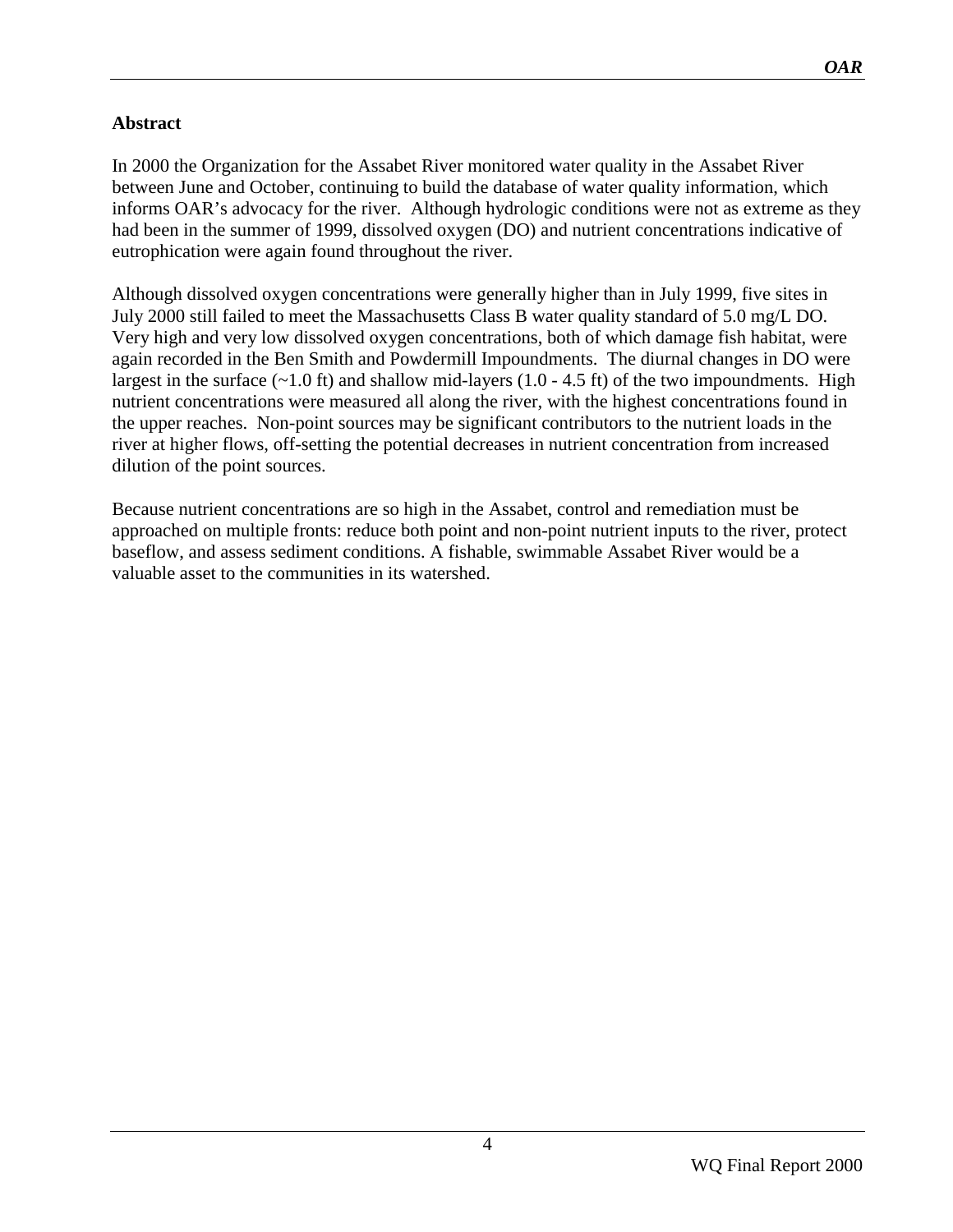**Abstract**

In 2000 the Organization for the Assabet River monitored water quality in the Assabet River between June and October, continuing to build the database of water quality information, which informs OAR's advocacy for the river. Although hydrologic conditions were not as extreme as they had been in the summer of 1999, dissolved oxygen (DO) and nutrient concentrations indicative of eutrophication were again found throughout the river.

Although dissolved oxygen concentrations were generally higher than in July 1999, five sites in July 2000 still failed to meet the Massachusetts Class B water quality standard of 5.0 mg/L DO. Very high and very low dissolved oxygen concentrations, both of which damage fish habitat, were again recorded in the Ben Smith and Powdermill Impoundments. The diurnal changes in DO were largest in the surface (~1.0 ft) and shallow mid-layers (1.0 - 4.5 ft) of the two impoundments. High nutrient concentrations were measured all along the river, with the highest concentrations found in the upper reaches. Non-point sources may be significant contributors to the nutrient loads in the river at higher flows, off-setting the potential decreases in nutrient concentration from increased dilution of the point sources.

Because nutrient concentrations are so high in the Assabet, control and remediation must be approached on multiple fronts: reduce both point and non-point nutrient inputs to the river, protect baseflow, and assess sediment conditions. A fishable, swimmable Assabet River would be a valuable asset to the communities in its watershed.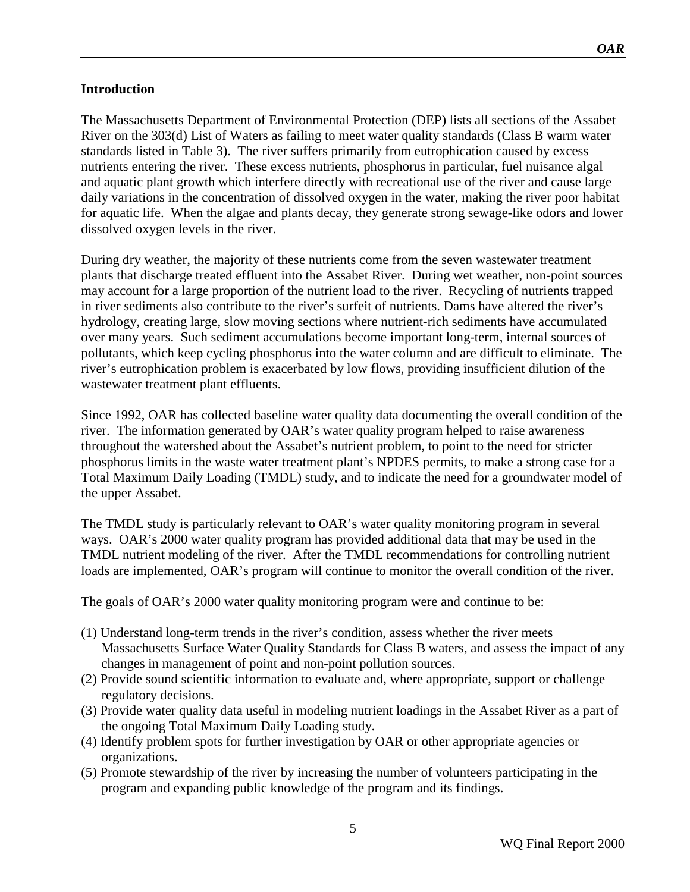## Introduction

The Massachusetts Department of Environmental Protection (DEP) lists all sections of the Assabet River on the 303(d) List of Waters as failing to meet water quality standards (Class B warm water standards listed in Table 3). The river suffers primarily from eutrophication caused by excess nutrients entering the river. These excess nutrients, phosphorus in particular, fuel nuisance algal and aquatic plant growth which interfere directly with recreational use of the river and cause large daily variations in the concentration of dissolved oxygen in the water, making the river poor habitat for aquatic life. When the algae and plants decay, they generate strong sewage-like odors and lower dissolved oxygen levels in the river.

During dry weather, the majority of these nutrients come from the seven wastewater treatment plants that discharge treated effluent into the Assabet River. During wet weather, non-point sources may account for a large proportion of the nutrient load to the river. Recycling of nutrients trapped in river sediments also contribute to the river's surfeit of nutrients. Dams have altered the river's hydrology, creating large, slow moving sections where nutrient-rich sediments have accumulated over many years. Such sediment accumulations become important long-term, internal sources of pollutants, which keep cycling phosphorus into the water column and are difficult to eliminate. The river's eutrophication problem is exacerbated by low flows, providing insufficient dilution of the wastewater treatment plant effluents.

Since 1992, OAR has collected baseline water quality data documenting the overall condition of the river. The information generated by OAR's water quality program helped to raise awareness throughout the watershed about the Assabet's nutrient problem, to point to the need for stricter phosphorus limits in the waste water treatment plant's NPDES permits, to make a strong case for a Total Maximum Daily Loading (TMDL) study, and to indicate the need for a groundwater model of the upper Assabet.

The TMDL study is particularly relevant to OAR's water quality monitoring program in several ways. OAR's 2000 water quality program has provided additional data that may be used in the TMDL nutrient modeling of the river. After the TMDL recommendations for controlling nutrient loads are implemented, OAR's program will continue to monitor the overall condition of the river.

The goals of OAR's 2000 water quality monitoring program were and continue to be:

(1) Understand long-term trends in the river's condition, assess whether the river meets Massachusetts Surface Water Quality Standards for Class B waters, and assess the impact of any changes in management of point and non-point pollution sources.
(2) Provide sound scientific information to evaluate and, where appropriate, support or challenge regulatory decisions.
(3) Provide water quality data useful in modeling nutrient loadings in the Assabet River as a part of the ongoing Total Maximum Daily Loading study.
(4) Identify problem spots for further investigation by OAR or other appropriate agencies or organizations.
(5) Promote stewardship of the river by increasing the number of volunteers participating in the program and expanding public knowledge of the program and its findings.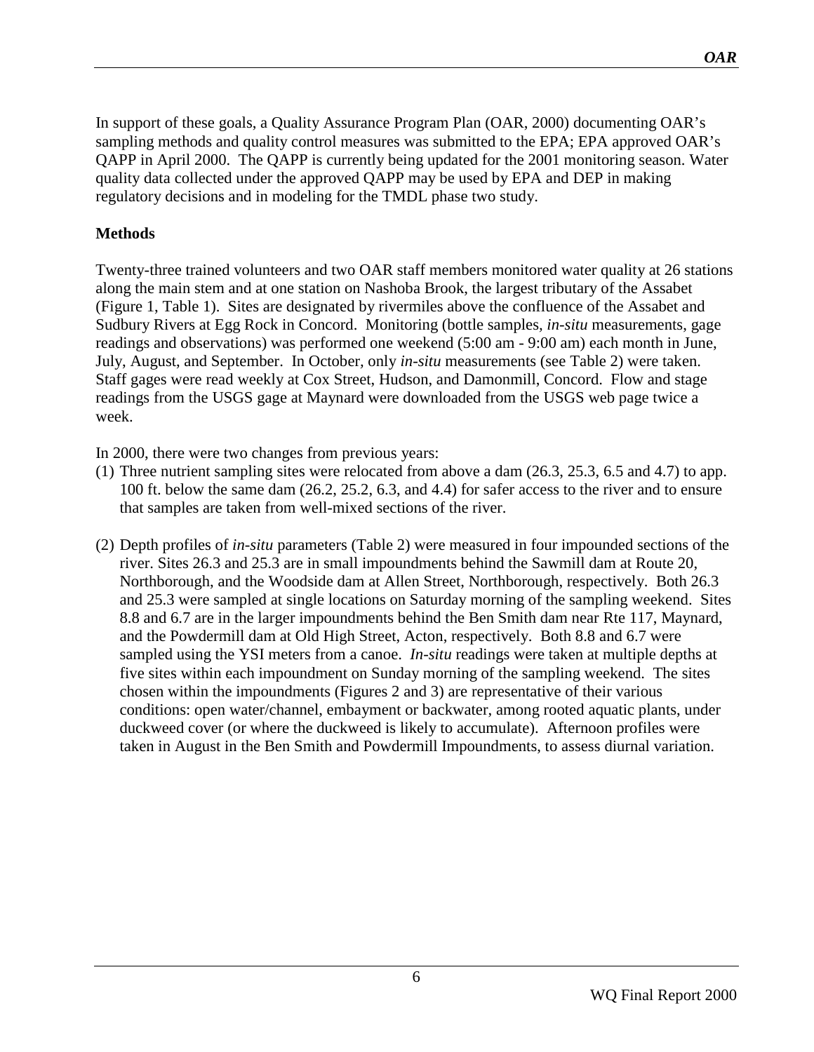In support of these goals, a Quality Assurance Program Plan (OAR, 2000) documenting OAR's sampling methods and quality control measures was submitted to the EPA; EPA approved OAR's QAPP in April 2000. The QAPP is currently being updated for the 2001 monitoring season. Water quality data collected under the approved QAPP may be used by EPA and DEP in making regulatory decisions and in modeling for the TMDL phase two study.

## Methods

Twenty-three trained volunteers and two OAR staff members monitored water quality at 26 stations along the main stem and at one station on Nashoba Brook, the largest tributary of the Assabet (Figure 1, Table 1). Sites are designated by rivermiles above the confluence of the Assabet and Sudbury Rivers at Egg Rock in Concord. Monitoring (bottle samples, *in-situ* measurements, gage readings and observations) was performed one weekend (5:00 am - 9:00 am) each month in June, July, August, and September. In October, only *in-situ* measurements (see Table 2) were taken. Staff gages were read weekly at Cox Street, Hudson, and Damonmill, Concord. Flow and stage readings from the USGS gage at Maynard were downloaded from the USGS web page twice a week.

In 2000, there were two changes from previous years:

(1) Three nutrient sampling sites were relocated from above a dam (26.3, 25.3, 6.5 and 4.7) to app. 100 ft. below the same dam (26.2, 25.2, 6.3, and 4.4) for safer access to the river and to ensure that samples are taken from well-mixed sections of the river.

(2) Depth profiles of *in-situ* parameters (Table 2) were measured in four impounded sections of the river. Sites 26.3 and 25.3 are in small impoundments behind the Sawmill dam at Route 20, Northborough, and the Woodside dam at Allen Street, Northborough, respectively. Both 26.3 and 25.3 were sampled at single locations on Saturday morning of the sampling weekend. Sites 8.8 and 6.7 are in the larger impoundments behind the Ben Smith dam near Rte 117, Maynard, and the Powdermill dam at Old High Street, Acton, respectively. Both 8.8 and 6.7 were sampled using the YSI meters from a canoe. *In-situ* readings were taken at multiple depths at five sites within each impoundment on Sunday morning of the sampling weekend. The sites chosen within the impoundments (Figures 2 and 3) are representative of their various conditions: open water/channel, embayment or backwater, among rooted aquatic plants, under duckweed cover (or where the duckweed is likely to accumulate). Afternoon profiles were taken in August in the Ben Smith and Powdermill Impoundments, to assess diurnal variation.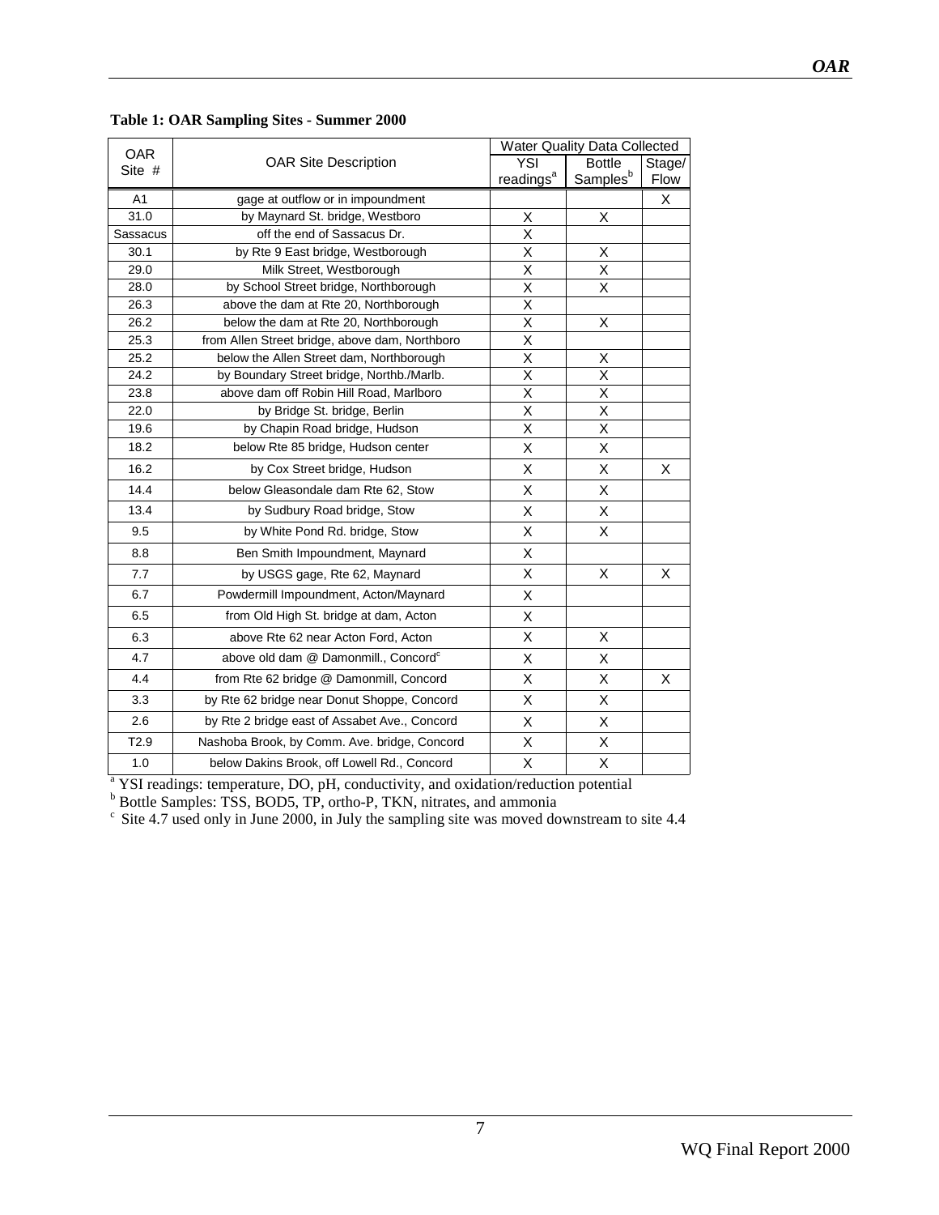**Table 1: OAR Sampling Sites - Summer 2000**

| OAR Site # | OAR Site Description | Water Quality Data Collected | | |
|---|---|---|---|---|
| | | YSI readings[a] | Bottle Samples[b] | Stage/ Flow |
| A1 | gage at outflow or in impoundment | | | X |
| 31.0 | by Maynard St. bridge, Westboro | X | X | |
| Sassacus | off the end of Sassacus Dr. | X | | |
| 30.1 | by Rte 9 East bridge, Westborough | X | X | |
| 29.0 | Milk Street, Westborough | X | X | |
| 28.0 | by School Street bridge, Northborough | X | X | |
| 26.3 | above the dam at Rte 20, Northborough | X | | |
| 26.2 | below the dam at Rte 20, Northborough | X | X | |
| 25.3 | from Allen Street bridge, above dam, Northboro | X | | |
| 25.2 | below the Allen Street dam, Northborough | X | X | |
| 24.2 | by Boundary Street bridge, Northb./Marlb. | X | X | |
| 23.8 | above dam off Robin Hill Road, Marlboro | X | X | |
| 22.0 | by Bridge St. bridge, Berlin | X | X | |
| 19.6 | by Chapin Road bridge, Hudson | X | X | |
| 18.2 | below Rte 85 bridge, Hudson center | X | X | |
| 16.2 | by Cox Street bridge, Hudson | X | X | X |
| 14.4 | below Gleasondale dam Rte 62, Stow | X | X | |
| 13.4 | by Sudbury Road bridge, Stow | X | X | |
| 9.5 | by White Pond Rd. bridge, Stow | X | X | |
| 8.8 | Ben Smith Impoundment, Maynard | X | | |
| 7.7 | by USGS gage, Rte 62, Maynard | X | X | X |
| 6.7 | Powdermill Impoundment, Acton/Maynard | X | | |
| 6.5 | from Old High St. bridge at dam, Acton | X | | |
| 6.3 | above Rte 62 near Acton Ford, Acton | X | X | |
| 4.7 | above old dam @ Damonmill., Concord[c] | X | X | |
| 4.4 | from Rte 62 bridge @ Damonmill, Concord | X | X | X |
| 3.3 | by Rte 62 bridge near Donut Shoppe, Concord | X | X | |
| 2.6 | by Rte 2 bridge east of Assabet Ave., Concord | X | X | |
| T2.9 | Nashoba Brook, by Comm. Ave. bridge, Concord | X | X | |
| 1.0 | below Dakins Brook, off Lowell Rd., Concord | X | X | |

[a] YSI readings: temperature, DO, pH, conductivity, and oxidation/reduction potential

[b] Bottle Samples: TSS, BOD5, TP, ortho-P, TKN, nitrates, and ammonia

[c] Site 4.7 used only in June 2000, in July the sampling site was moved downstream to site 4.4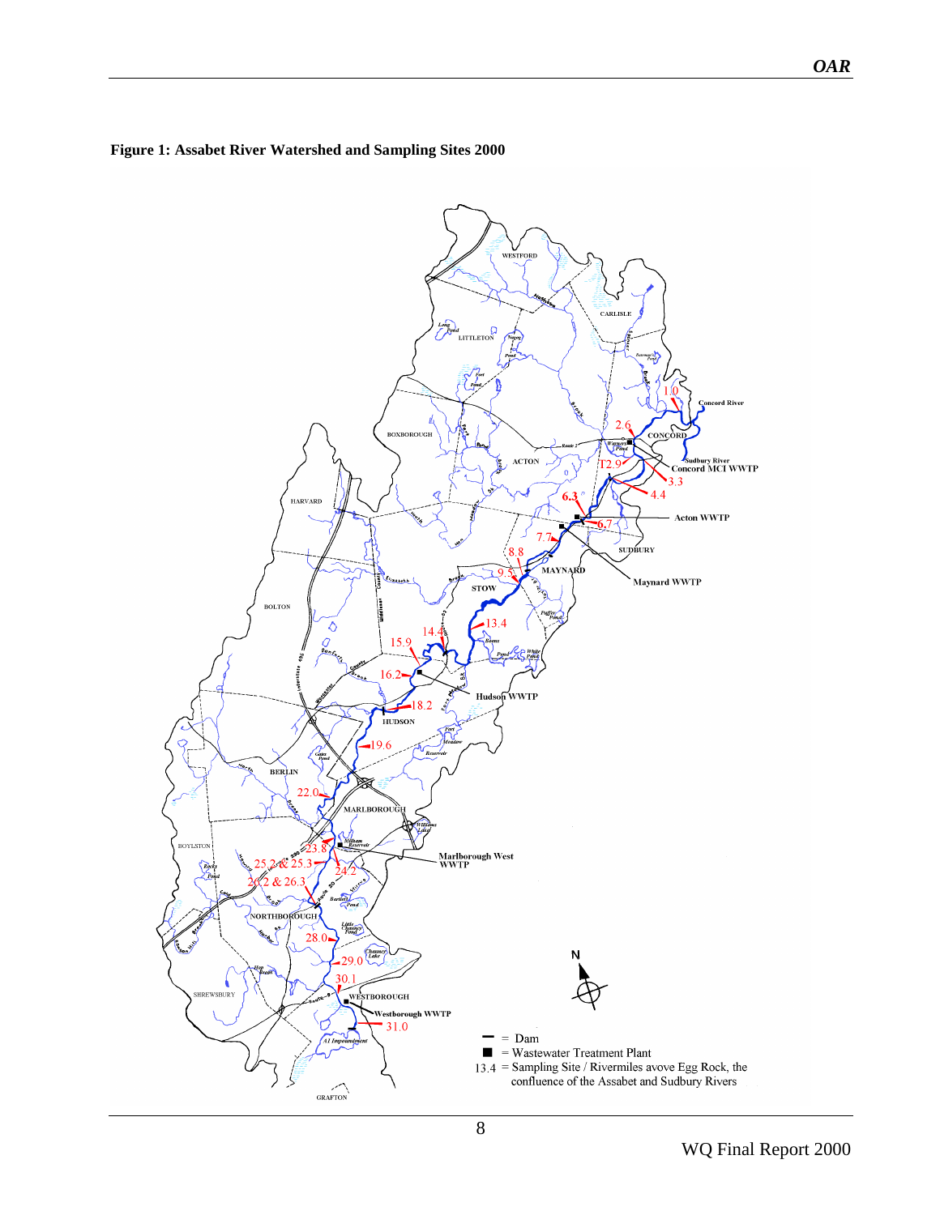**Figure 1: Assabet River Watershed and Sampling Sites 2000**

▬ = Dam

■ = Wastewater Treatment Plant

13.4 = Sampling Site / Rivermiles avove Egg Rock, the confluence of the Assabet and Sudbury Rivers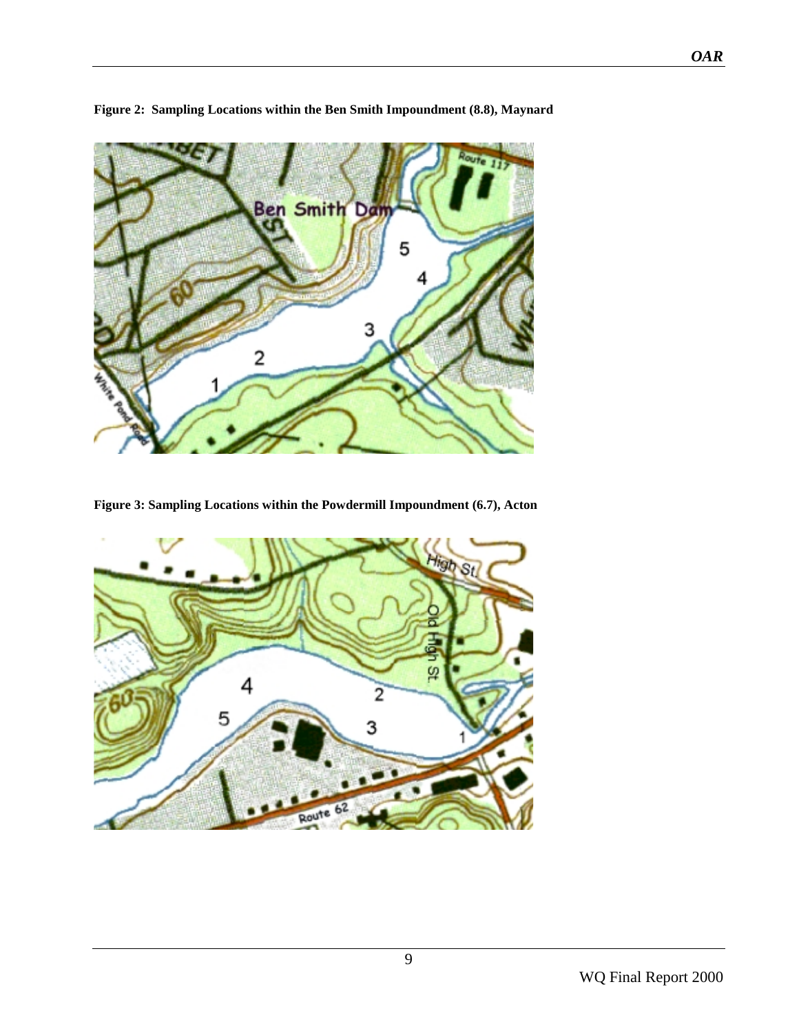**Figure 2: Sampling Locations within the Ben Smith Impoundment (8.8), Maynard**

**Figure 3: Sampling Locations within the Powdermill Impoundment (6.7), Acton**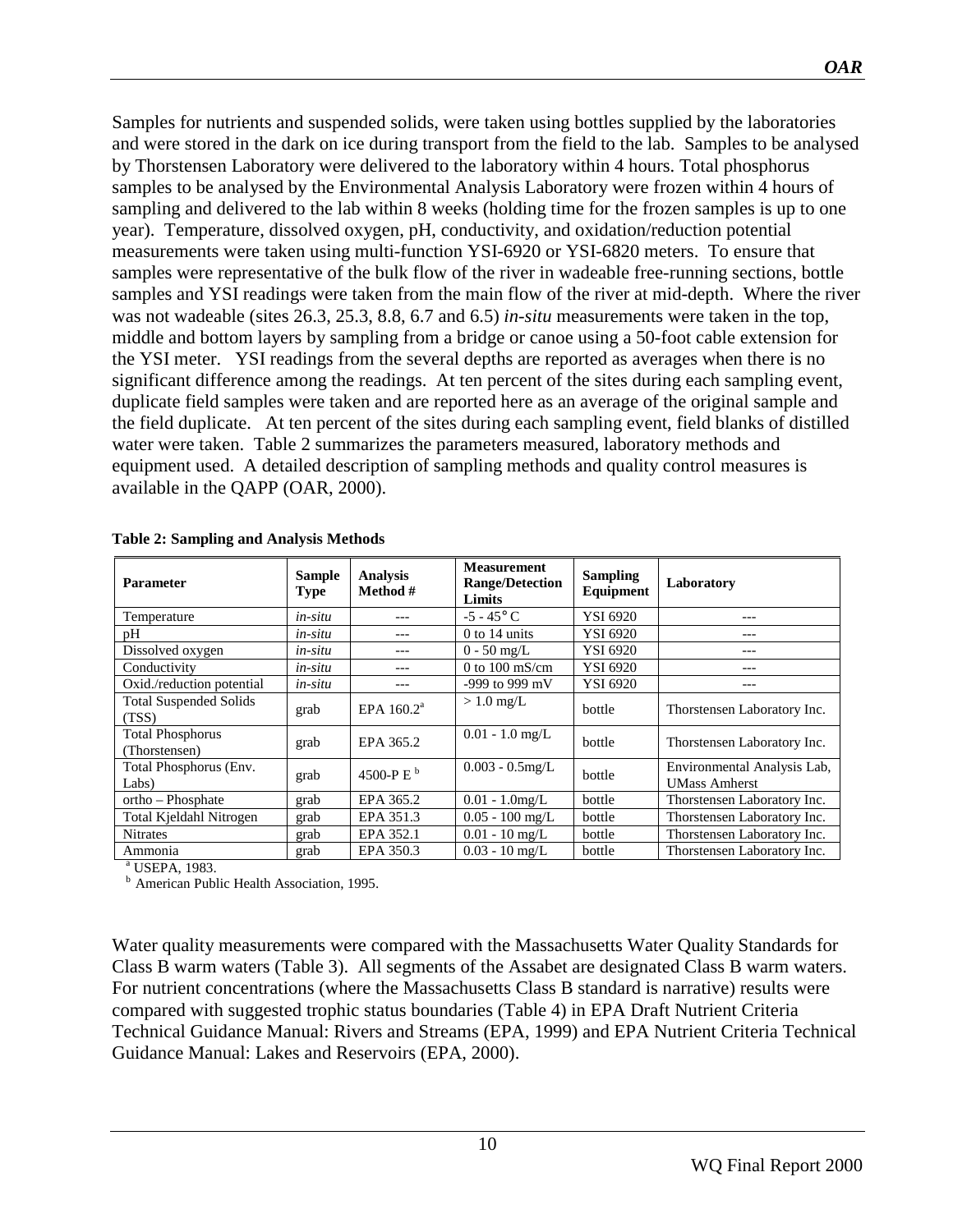Samples for nutrients and suspended solids, were taken using bottles supplied by the laboratories and were stored in the dark on ice during transport from the field to the lab. Samples to be analysed by Thorstensen Laboratory were delivered to the laboratory within 4 hours. Total phosphorus samples to be analysed by the Environmental Analysis Laboratory were frozen within 4 hours of sampling and delivered to the lab within 8 weeks (holding time for the frozen samples is up to one year). Temperature, dissolved oxygen, pH, conductivity, and oxidation/reduction potential measurements were taken using multi-function YSI-6920 or YSI-6820 meters. To ensure that samples were representative of the bulk flow of the river in wadeable free-running sections, bottle samples and YSI readings were taken from the main flow of the river at mid-depth. Where the river was not wadeable (sites 26.3, 25.3, 8.8, 6.7 and 6.5) *in-situ* measurements were taken in the top, middle and bottom layers by sampling from a bridge or canoe using a 50-foot cable extension for the YSI meter. YSI readings from the several depths are reported as averages when there is no significant difference among the readings. At ten percent of the sites during each sampling event, duplicate field samples were taken and are reported here as an average of the original sample and the field duplicate. At ten percent of the sites during each sampling event, field blanks of distilled water were taken. Table 2 summarizes the parameters measured, laboratory methods and equipment used. A detailed description of sampling methods and quality control measures is available in the QAPP (OAR, 2000).

**Table 2: Sampling and Analysis Methods**

| Parameter | Sample Type | Analysis Method # | Measurement Range/Detection Limits | Sampling Equipment | Laboratory |
|---|---|---|---|---|---|
| Temperature | *in-situ* | --- | -5 - 45° C | YSI 6920 | --- |
| pH | *in-situ* | --- | 0 to 14 units | YSI 6920 | --- |
| Dissolved oxygen | *in-situ* | --- | 0 - 50 mg/L | YSI 6920 | --- |
| Conductivity | *in-situ* | --- | 0 to 100 mS/cm | YSI 6920 | --- |
| Oxid./reduction potential | *in-situ* | --- | -999 to 999 mV | YSI 6920 | --- |
| Total Suspended Solids (TSS) | grab | EPA 160.2[a] | > 1.0 mg/L | bottle | Thorstensen Laboratory Inc. |
| Total Phosphorus (Thorstensen) | grab | EPA 365.2 | 0.01 - 1.0 mg/L | bottle | Thorstensen Laboratory Inc. |
| Total Phosphorus (Env. Labs) | grab | 4500-P E [b] | 0.003 - 0.5mg/L | bottle | Environmental Analysis Lab, UMass Amherst |
| ortho – Phosphate | grab | EPA 365.2 | 0.01 - 1.0mg/L | bottle | Thorstensen Laboratory Inc. |
| Total Kjeldahl Nitrogen | grab | EPA 351.3 | 0.05 - 100 mg/L | bottle | Thorstensen Laboratory Inc. |
| Nitrates | grab | EPA 352.1 | 0.01 - 10 mg/L | bottle | Thorstensen Laboratory Inc. |
| Ammonia | grab | EPA 350.3 | 0.03 - 10 mg/L | bottle | Thorstensen Laboratory Inc. |

[a] USEPA, 1983.
[b] American Public Health Association, 1995.

Water quality measurements were compared with the Massachusetts Water Quality Standards for Class B warm waters (Table 3). All segments of the Assabet are designated Class B warm waters. For nutrient concentrations (where the Massachusetts Class B standard is narrative) results were compared with suggested trophic status boundaries (Table 4) in EPA Draft Nutrient Criteria Technical Guidance Manual: Rivers and Streams (EPA, 1999) and EPA Nutrient Criteria Technical Guidance Manual: Lakes and Reservoirs (EPA, 2000).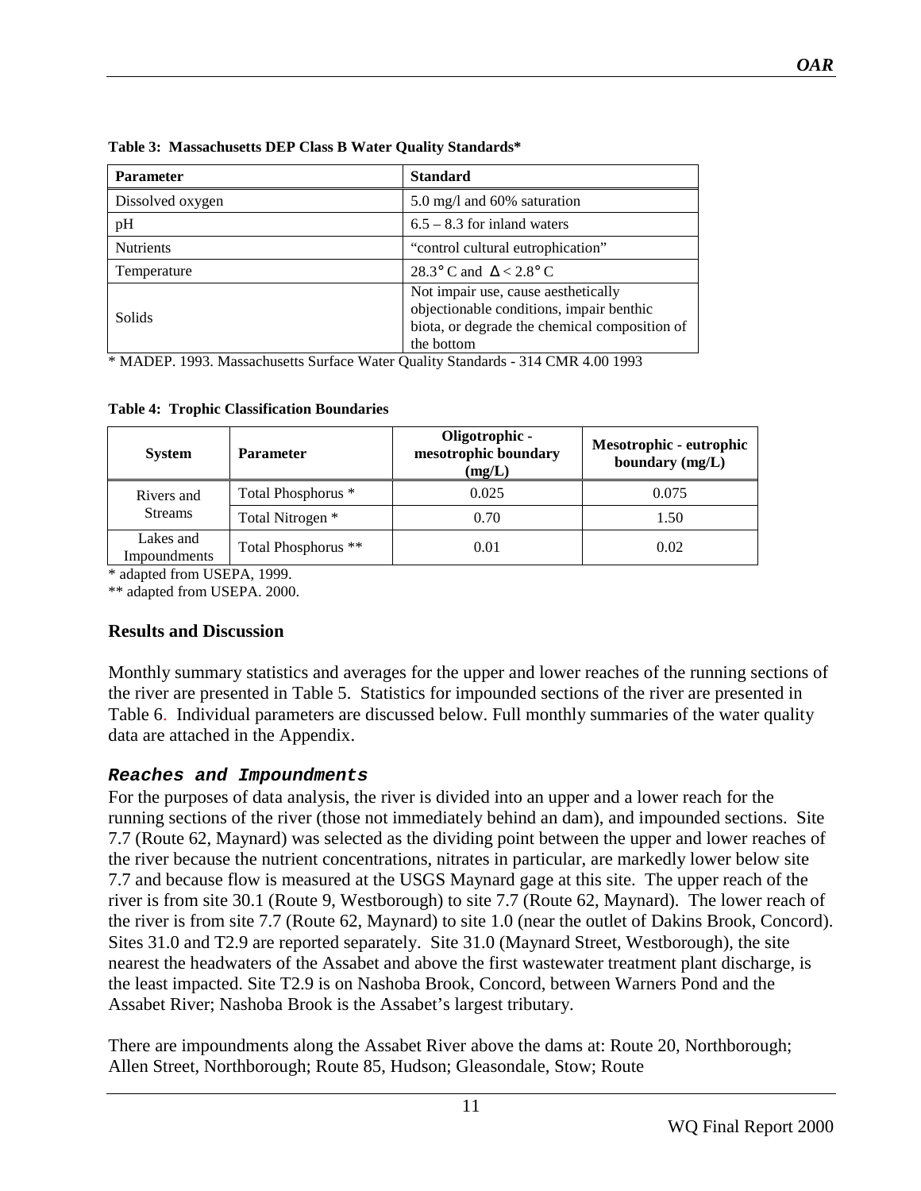**Table 3: Massachusetts DEP Class B Water Quality Standards***

| Parameter | Standard |
|---|---|
| Dissolved oxygen | 5.0 mg/l and 60% saturation |
| pH | 6.5 – 8.3 for inland waters |
| Nutrients | "control cultural eutrophication" |
| Temperature | 28.3° C and Δ < 2.8° C |
| Solids | Not impair use, cause aesthetically objectionable conditions, impair benthic biota, or degrade the chemical composition of the bottom |

\* MADEP. 1993. Massachusetts Surface Water Quality Standards - 314 CMR 4.00 1993

**Table 4: Trophic Classification Boundaries**

| System | Parameter | Oligotrophic - mesotrophic boundary (mg/L) | Mesotrophic - eutrophic boundary (mg/L) |
|---|---|---|---|
| Rivers and Streams | Total Phosphorus * | 0.025 | 0.075 |
| | Total Nitrogen * | 0.70 | 1.50 |
| Lakes and Impoundments | Total Phosphorus ** | 0.01 | 0.02 |

\* adapted from USEPA, 1999.

\*\* adapted from USEPA. 2000.

## Results and Discussion

Monthly summary statistics and averages for the upper and lower reaches of the running sections of the river are presented in Table 5. Statistics for impounded sections of the river are presented in Table 6. Individual parameters are discussed below. Full monthly summaries of the water quality data are attached in the Appendix.

### *Reaches and Impoundments*

For the purposes of data analysis, the river is divided into an upper and a lower reach for the running sections of the river (those not immediately behind an dam), and impounded sections. Site 7.7 (Route 62, Maynard) was selected as the dividing point between the upper and lower reaches of the river because the nutrient concentrations, nitrates in particular, are markedly lower below site 7.7 and because flow is measured at the USGS Maynard gage at this site. The upper reach of the river is from site 30.1 (Route 9, Westborough) to site 7.7 (Route 62, Maynard). The lower reach of the river is from site 7.7 (Route 62, Maynard) to site 1.0 (near the outlet of Dakins Brook, Concord). Sites 31.0 and T2.9 are reported separately. Site 31.0 (Maynard Street, Westborough), the site nearest the headwaters of the Assabet and above the first wastewater treatment plant discharge, is the least impacted. Site T2.9 is on Nashoba Brook, Concord, between Warners Pond and the Assabet River; Nashoba Brook is the Assabet's largest tributary.

There are impoundments along the Assabet River above the dams at: Route 20, Northborough; Allen Street, Northborough; Route 85, Hudson; Gleasondale, Stow; Route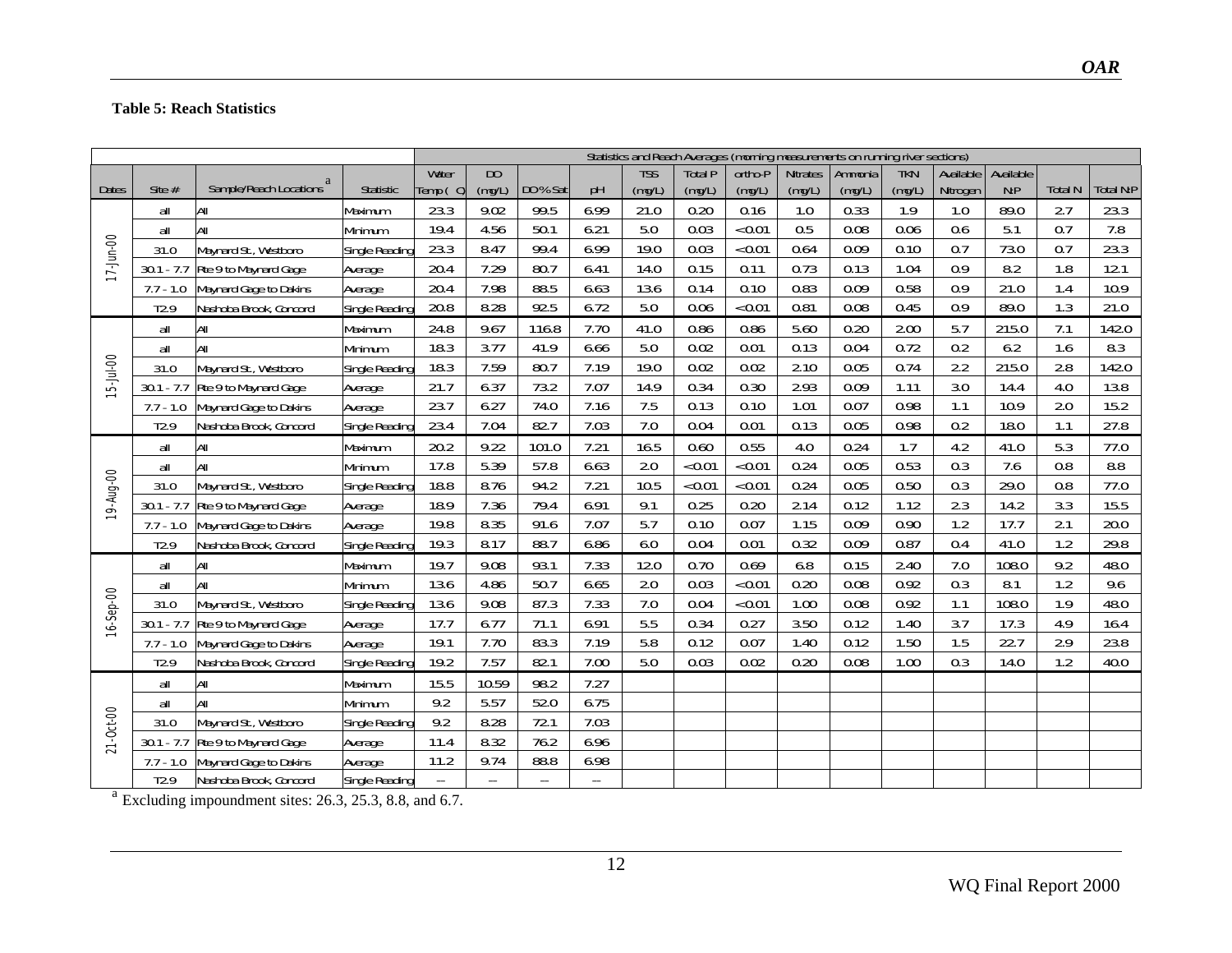**Table 5: Reach Statistics**

| | | | | Statistics and Reach Averages (morning measurements on running river sections) | | | | | | | | | | | | | | |
|---|---|---|---|---|---|---|---|---|---|---|---|---|---|---|---|---|---|---|
| Dates | Site # | Sample/Reach Locations [a] | Statistic | Water Temp ( C) | DO (mg/L) | DO % Sat | pH | TSS (mg/L) | Total P (mg/L) | ortho-P (mg/L) | Nitrates (mg/L) | Ammonia (mg/L) | TKN (mg/L) | Available Nitrogen | Available N:P | Total N | Total N:P |
| 17-Jun-00 | all | All | Maximum | 23.3 | 9.02 | 99.5 | 6.99 | 21.0 | 0.20 | 0.16 | 1.0 | 0.33 | 1.9 | 1.0 | 89.0 | 2.7 | 23.3 |
| | all | All | Minimum | 19.4 | 4.56 | 50.1 | 6.21 | 5.0 | 0.03 | <0.01 | 0.5 | 0.08 | 0.06 | 0.6 | 5.1 | 0.7 | 7.8 |
| | 31.0 | Maynard St., Westboro | Single Reading | 23.3 | 8.47 | 99.4 | 6.99 | 19.0 | 0.03 | <0.01 | 0.64 | 0.09 | 0.10 | 0.7 | 73.0 | 0.7 | 23.3 |
| | 30.1 - 7.7 | Rte 9 to Maynard Gage | Average | 20.4 | 7.29 | 80.7 | 6.41 | 14.0 | 0.15 | 0.11 | 0.73 | 0.13 | 1.04 | 0.9 | 8.2 | 1.8 | 12.1 |
| | 7.7 - 1.0 | Maynard Gage to Dakins | Average | 20.4 | 7.98 | 88.5 | 6.63 | 13.6 | 0.14 | 0.10 | 0.83 | 0.09 | 0.58 | 0.9 | 21.0 | 1.4 | 10.9 |
| | T2.9 | Nashoba Brook, Concord | Single Reading | 20.8 | 8.28 | 92.5 | 6.72 | 5.0 | 0.06 | <0.01 | 0.81 | 0.08 | 0.45 | 0.9 | 89.0 | 1.3 | 21.0 |
| 15-Jul-00 | all | All | Maximum | 24.8 | 9.67 | 116.8 | 7.70 | 41.0 | 0.86 | 0.86 | 5.60 | 0.20 | 2.00 | 5.7 | 215.0 | 7.1 | 142.0 |
| | all | All | Minimum | 18.3 | 3.77 | 41.9 | 6.66 | 5.0 | 0.02 | 0.01 | 0.13 | 0.04 | 0.72 | 0.2 | 6.2 | 1.6 | 8.3 |
| | 31.0 | Maynard St., Westboro | Single Reading | 18.3 | 7.59 | 80.7 | 7.19 | 19.0 | 0.02 | 0.02 | 2.10 | 0.05 | 0.74 | 2.2 | 215.0 | 2.8 | 142.0 |
| | 30.1 - 7.7 | Rte 9 to Maynard Gage | Average | 21.7 | 6.37 | 73.2 | 7.07 | 14.9 | 0.34 | 0.30 | 2.93 | 0.09 | 1.11 | 3.0 | 14.4 | 4.0 | 13.8 |
| | 7.7 - 1.0 | Maynard Gage to Dakins | Average | 23.7 | 6.27 | 74.0 | 7.16 | 7.5 | 0.13 | 0.10 | 1.01 | 0.07 | 0.98 | 1.1 | 10.9 | 2.0 | 15.2 |
| | T2.9 | Nashoba Brook, Concord | Single Reading | 23.4 | 7.04 | 82.7 | 7.03 | 7.0 | 0.04 | 0.01 | 0.13 | 0.05 | 0.98 | 0.2 | 18.0 | 1.1 | 27.8 |
| 19-Aug-00 | all | All | Maximum | 20.2 | 9.22 | 101.0 | 7.21 | 16.5 | 0.60 | 0.55 | 4.0 | 0.24 | 1.7 | 4.2 | 41.0 | 5.3 | 77.0 |
| | all | All | Minimum | 17.8 | 5.39 | 57.8 | 6.63 | 2.0 | <0.01 | <0.01 | 0.24 | 0.05 | 0.53 | 0.3 | 7.6 | 0.8 | 8.8 |
| | 31.0 | Maynard St., Westboro | Single Reading | 18.8 | 8.76 | 94.2 | 7.21 | 10.5 | <0.01 | <0.01 | 0.24 | 0.05 | 0.50 | 0.3 | 29.0 | 0.8 | 77.0 |
| | 30.1 - 7.7 | Rte 9 to Maynard Gage | Average | 18.9 | 7.36 | 79.4 | 6.91 | 9.1 | 0.25 | 0.20 | 2.14 | 0.12 | 1.12 | 2.3 | 14.2 | 3.3 | 15.5 |
| | 7.7 - 1.0 | Maynard Gage to Dakins | Average | 19.8 | 8.35 | 91.6 | 7.07 | 5.7 | 0.10 | 0.07 | 1.15 | 0.09 | 0.90 | 1.2 | 17.7 | 2.1 | 20.0 |
| | T2.9 | Nashoba Brook, Concord | Single Reading | 19.3 | 8.17 | 88.7 | 6.86 | 6.0 | 0.04 | 0.01 | 0.32 | 0.09 | 0.87 | 0.4 | 41.0 | 1.2 | 29.8 |
| 16-Sep-00 | all | All | Maximum | 19.7 | 9.08 | 93.1 | 7.33 | 12.0 | 0.70 | 0.69 | 6.8 | 0.15 | 2.40 | 7.0 | 108.0 | 9.2 | 48.0 |
| | all | All | Minimum | 13.6 | 4.86 | 50.7 | 6.65 | 2.0 | 0.03 | <0.01 | 0.20 | 0.08 | 0.92 | 0.3 | 8.1 | 1.2 | 9.6 |
| | 31.0 | Maynard St., Westboro | Single Reading | 13.6 | 9.08 | 87.3 | 7.33 | 7.0 | 0.04 | <0.01 | 1.00 | 0.08 | 0.92 | 1.1 | 108.0 | 1.9 | 48.0 |
| | 30.1 - 7.7 | Rte 9 to Maynard Gage | Average | 17.7 | 6.77 | 71.1 | 6.91 | 5.5 | 0.34 | 0.27 | 3.50 | 0.12 | 1.40 | 3.7 | 17.3 | 4.9 | 16.4 |
| | 7.7 - 1.0 | Maynard Gage to Dakins | Average | 19.1 | 7.70 | 83.3 | 7.19 | 5.8 | 0.12 | 0.07 | 1.40 | 0.12 | 1.50 | 1.5 | 22.7 | 2.9 | 23.8 |
| | T2.9 | Nashoba Brook, Concord | Single Reading | 19.2 | 7.57 | 82.1 | 7.00 | 5.0 | 0.03 | 0.02 | 0.20 | 0.08 | 1.00 | 0.3 | 14.0 | 1.2 | 40.0 |
| 21-Oct-00 | all | All | Maximum | 15.5 | 10.59 | 98.2 | 7.27 | | | | | | | | | | |
| | all | All | Minimum | 9.2 | 5.57 | 52.0 | 6.75 | | | | | | | | | | |
| | 31.0 | Maynard St., Westboro | Single Reading | 9.2 | 8.28 | 72.1 | 7.03 | | | | | | | | | | |
| | 30.1 - 7.7 | Rte 9 to Maynard Gage | Average | 11.4 | 8.32 | 76.2 | 6.96 | | | | | | | | | | |
| | 7.7 - 1.0 | Maynard Gage to Dakins | Average | 11.2 | 9.74 | 88.8 | 6.98 | | | | | | | | | | |
| | T2.9 | Nashoba Brook, Concord | Single Reading | -- | -- | -- | -- | | | | | | | | | | |

[a] Excluding impoundment sites: 26.3, 25.3, 8.8, and 6.7.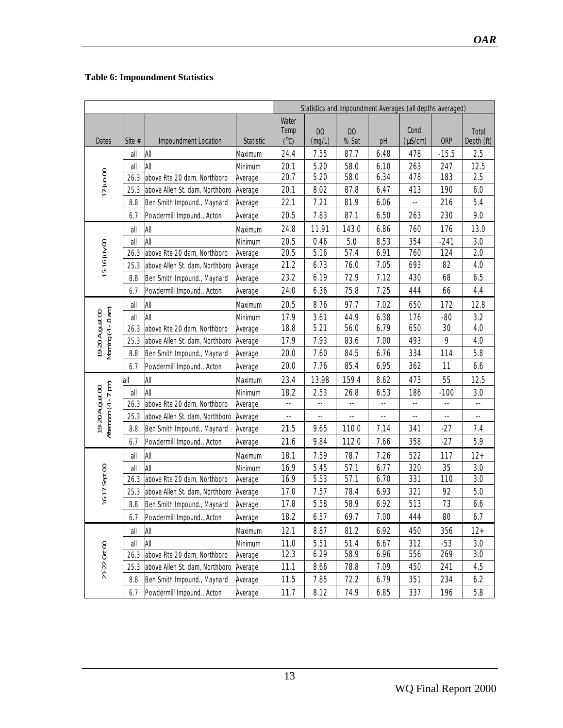**Table 6: Impoundment Statistics**

| | | | | Statistics and Impoundment Averages (all depths averaged) | | | | | | |
|---|---|---|---|---|---|---|---|---|---|---|
| Dates | Site # | Impoundment Location | Statistic | Water Temp (°C) | DO (mg/L) | DO % Sat | pH | Cond. (µS/cm) | ORP | Total Depth (ft) |
| 17-Jun-00 | all | All | Maximum | 24.4 | 7.55 | 87.7 | 6.48 | 478 | -15.5 | 2.5 |
| | all | All | Minimum | 20.1 | 5.20 | 58.0 | 6.10 | 263 | 247 | 12.5 |
| | 26.3 | above Rte 20 dam, Northboro | Average | 20.7 | 5.20 | 58.0 | 6.34 | 478 | 183 | 2.5 |
| | 25.3 | above Allen St. dam, Northboro | Average | 20.1 | 8.02 | 87.8 | 6.47 | 413 | 190 | 6.0 |
| | 8.8 | Ben Smith Impound., Maynard | Average | 22.1 | 7.21 | 81.9 | 6.06 | -- | 216 | 5.4 |
| | 6.7 | Powdermill Impound., Acton | Average | 20.5 | 7.83 | 87.1 | 6.50 | 263 | 230 | 9.0 |
| 15-16 July 00 | all | All | Maximum | 24.8 | 11.91 | 143.0 | 6.86 | 760 | 176 | 13.0 |
| | all | All | Minimum | 20.5 | 0.46 | 5.0 | 8.53 | 354 | -241 | 3.0 |
| | 26.3 | above Rte 20 dam, Northboro | Average | 20.5 | 5.16 | 57.4 | 6.91 | 760 | 124 | 2.0 |
| | 25.3 | above Allen St. dam, Northboro | Average | 21.2 | 6.73 | 76.0 | 7.05 | 693 | 82 | 4.0 |
| | 8.8 | Ben Smith Impound., Maynard | Average | 23.2 | 6.19 | 72.9 | 7.12 | 430 | 68 | 6.5 |
| | 6.7 | Powdermill Impound., Acton | Average | 24.0 | 6.36 | 75.8 | 7.25 | 444 | 66 | 4.4 |
| 19-20 August 00 Morning (4 – 8 am) | all | All | Maximum | 20.5 | 8.76 | 97.7 | 7.02 | 650 | 172 | 12.8 |
| | all | All | Minimum | 17.9 | 3.61 | 44.9 | 6.38 | 176 | -80 | 3.2 |
| | 26.3 | above Rte 20 dam, Northboro | Average | 18.8 | 5.21 | 56.0 | 6.79 | 650 | 30 | 4.0 |
| | 25.3 | above Allen St. dam, Northboro | Average | 17.9 | 7.93 | 83.6 | 7.00 | 493 | 9 | 4.0 |
| | 8.8 | Ben Smith Impound., Maynard | Average | 20.0 | 7.60 | 84.5 | 6.76 | 334 | 114 | 5.8 |
| | 6.7 | Powdermill Impound., Acton | Average | 20.0 | 7.76 | 85.4 | 6.95 | 362 | 11 | 6.6 |
| 19-20 August 00 Afternoon (4 – 7 pm) | all | All | Maximum | 23.4 | 13.98 | 159.4 | 8.62 | 473 | 55 | 12.5 |
| | all | All | Minimum | 18.2 | 2.53 | 26.8 | 6.53 | 186 | -100 | 3.0 |
| | 26.3 | above Rte 20 dam, Northboro | Average | -- | -- | -- | -- | -- | -- | -- |
| | 25.3 | above Allen St. dam, Northboro | Average | -- | -- | -- | -- | -- | -- | -- |
| | 8.8 | Ben Smith Impound., Maynard | Average | 21.5 | 9.65 | 110.0 | 7.14 | 341 | -27 | 7.4 |
| | 6.7 | Powdermill Impound., Acton | Average | 21.6 | 9.84 | 112.0 | 7.66 | 358 | -27 | 5.9 |
| 16-17 Sept 00 | all | All | Maximum | 18.1 | 7.59 | 78.7 | 7.26 | 522 | 117 | 12+ |
| | all | All | Minimum | 16.9 | 5.45 | 57.1 | 6.77 | 320 | 35 | 3.0 |
| | 26.3 | above Rte 20 dam, Northboro | Average | 16.9 | 5.53 | 57.1 | 6.70 | 331 | 110 | 3.0 |
| | 25.3 | above Allen St. dam, Northboro | Average | 17.0 | 7.57 | 78.4 | 6.93 | 321 | 92 | 5.0 |
| | 8.8 | Ben Smith Impound., Maynard | Average | 17.8 | 5.58 | 58.9 | 6.92 | 513 | 73 | 6.6 |
| | 6.7 | Powdermill Impound., Acton | Average | 18.2 | 6.57 | 69.7 | 7.00 | 444 | 80 | 6.7 |
| 21-22 Oct 00 | all | All | Maximum | 12.1 | 8.87 | 81.2 | 6.92 | 450 | 356 | 12+ |
| | all | All | Minimum | 11.0 | 5.51 | 51.4 | 6.67 | 312 | -53 | 3.0 |
| | 26.3 | above Rte 20 dam, Northboro | Average | 12.3 | 6.29 | 58.9 | 6.96 | 556 | 269 | 3.0 |
| | 25.3 | above Allen St. dam, Northboro | Average | 11.1 | 8.66 | 78.8 | 7.09 | 450 | 241 | 4.5 |
| | 8.8 | Ben Smith Impound., Maynard | Average | 11.5 | 7.85 | 72.2 | 6.79 | 351 | 234 | 6.2 |
| | 6.7 | Powdermill Impound., Acton | Average | 11.7 | 8.12 | 74.9 | 6.85 | 337 | 196 | 5.8 |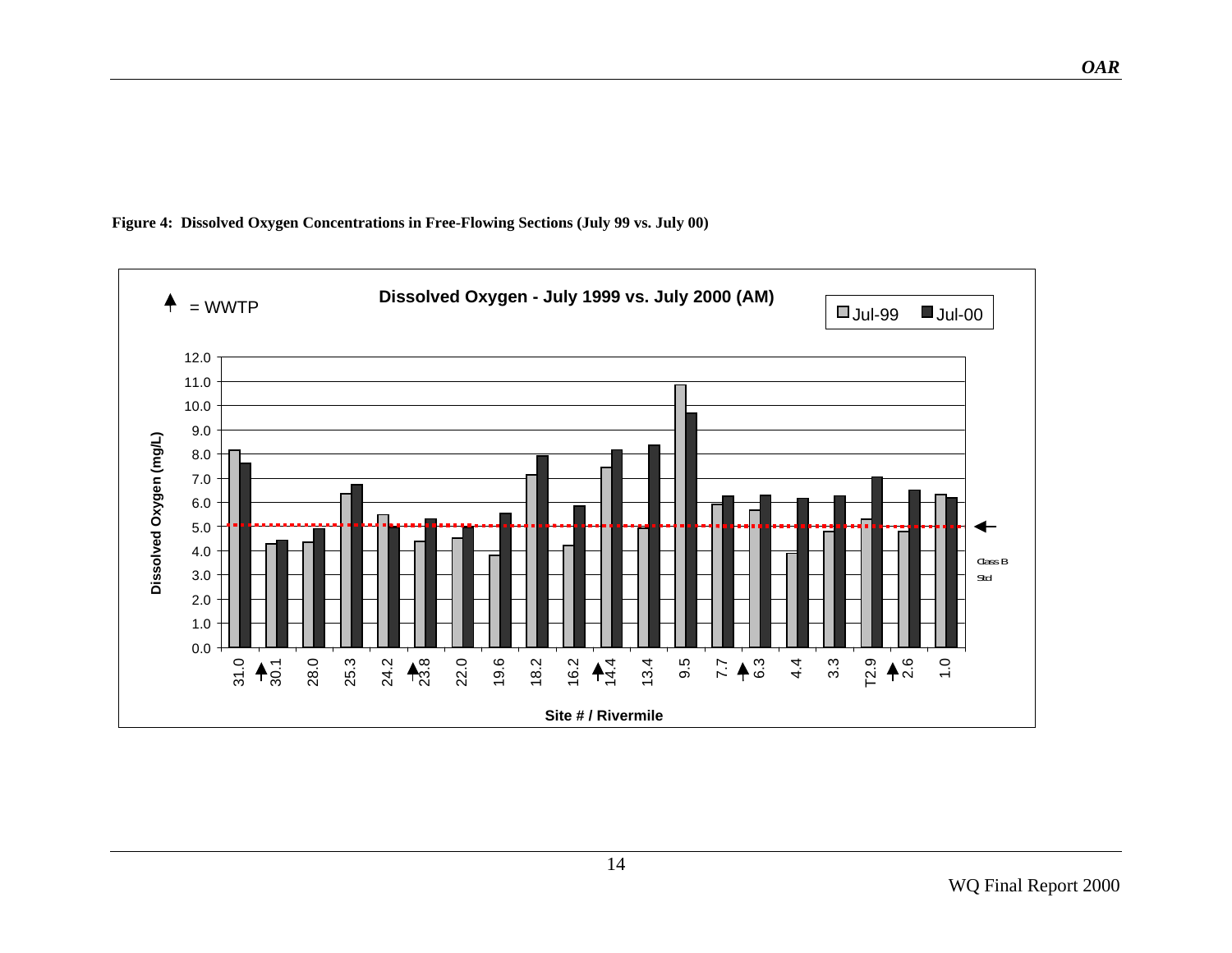**Figure 4: Dissolved Oxygen Concentrations in Free-Flowing Sections (July 99 vs. July 00)**

## Dissolved Oxygen - July 1999 vs. July 2000 (AM)

↑ = WWTP

Legend: Jul-99, Jul-00

Dissolved Oxygen (mg/L): 0.0, 1.0, 2.0, 3.0, 4.0, 5.0, 6.0, 7.0, 8.0, 9.0, 10.0, 11.0, 12.0

Site # / Rivermile: 31.0, ↑30.1, 28.0, 25.3, 24.2, ↑23.8, 22.0, 19.6, 18.2, 16.2, ↑14.4, 13.4, 9.5, 7.7, ↑6.3, 4.4, 3.3, T2.9, ↑2.6, 1.0

← Class B Std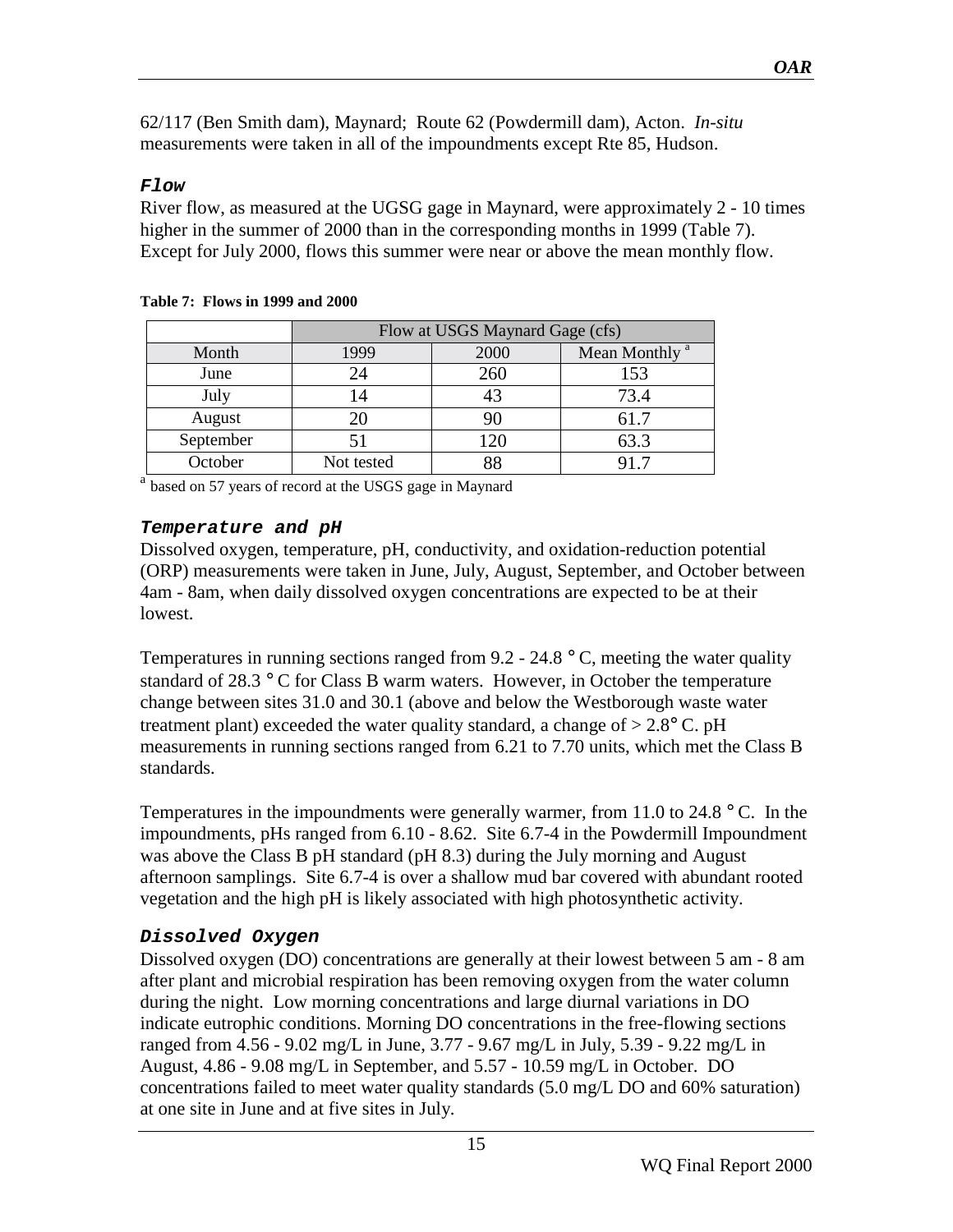62/117 (Ben Smith dam), Maynard;  Route 62 (Powdermill dam), Acton.  *In-situ* measurements were taken in all of the impoundments except Rte 85, Hudson.

### Flow

River flow, as measured at the UGSG gage in Maynard, were approximately 2 - 10 times higher in the summer of 2000 than in the corresponding months in 1999 (Table 7). Except for July 2000, flows this summer were near or above the mean monthly flow.

**Table 7:  Flows in 1999 and 2000**

| | Flow at USGS Maynard Gage (cfs) | | |
|---|---|---|---|
| Month | 1999 | 2000 | Mean Monthly [a] |
| June | 24 | 260 | 153 |
| July | 14 | 43 | 73.4 |
| August | 20 | 90 | 61.7 |
| September | 51 | 120 | 63.3 |
| October | Not tested | 88 | 91.7 |

[a] based on 57 years of record at the USGS gage in Maynard

### Temperature and pH

Dissolved oxygen, temperature, pH, conductivity, and oxidation-reduction potential (ORP) measurements were taken in June, July, August, September, and October between 4am - 8am, when daily dissolved oxygen concentrations are expected to be at their lowest.

Temperatures in running sections ranged from 9.2 - 24.8 °C, meeting the water quality standard of 28.3 °C for Class B warm waters.  However, in October the temperature change between sites 31.0 and 30.1 (above and below the Westborough waste water treatment plant) exceeded the water quality standard, a change of > 2.8° C. pH measurements in running sections ranged from 6.21 to 7.70 units, which met the Class B standards.

Temperatures in the impoundments were generally warmer, from 11.0 to 24.8 °C.  In the impoundments, pHs ranged from 6.10 - 8.62.  Site 6.7-4 in the Powdermill Impoundment was above the Class B pH standard (pH 8.3) during the July morning and August afternoon samplings.  Site 6.7-4 is over a shallow mud bar covered with abundant rooted vegetation and the high pH is likely associated with high photosynthetic activity.

### Dissolved Oxygen

Dissolved oxygen (DO) concentrations are generally at their lowest between 5 am - 8 am after plant and microbial respiration has been removing oxygen from the water column during the night.  Low morning concentrations and large diurnal variations in DO indicate eutrophic conditions. Morning DO concentrations in the free-flowing sections ranged from 4.56 - 9.02 mg/L in June, 3.77 - 9.67 mg/L in July, 5.39 - 9.22 mg/L in August, 4.86 - 9.08 mg/L in September, and 5.57 - 10.59 mg/L in October.  DO concentrations failed to meet water quality standards (5.0 mg/L DO and 60% saturation) at one site in June and at five sites in July.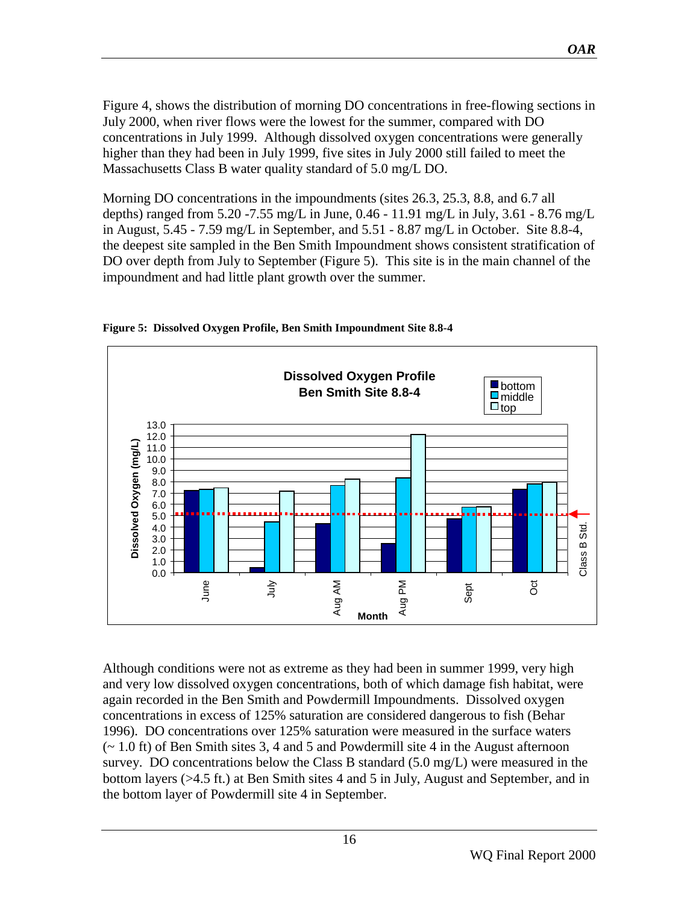Figure 4, shows the distribution of morning DO concentrations in free-flowing sections in July 2000, when river flows were the lowest for the summer, compared with DO concentrations in July 1999. Although dissolved oxygen concentrations were generally higher than they had been in July 1999, five sites in July 2000 still failed to meet the Massachusetts Class B water quality standard of 5.0 mg/L DO.

Morning DO concentrations in the impoundments (sites 26.3, 25.3, 8.8, and 6.7 all depths) ranged from 5.20 -7.55 mg/L in June, 0.46 - 11.91 mg/L in July, 3.61 - 8.76 mg/L in August, 5.45 - 7.59 mg/L in September, and 5.51 - 8.87 mg/L in October. Site 8.8-4, the deepest site sampled in the Ben Smith Impoundment shows consistent stratification of DO over depth from July to September (Figure 5). This site is in the main channel of the impoundment and had little plant growth over the summer.

**Figure 5: Dissolved Oxygen Profile, Ben Smith Impoundment Site 8.8-4**

Although conditions were not as extreme as they had been in summer 1999, very high and very low dissolved oxygen concentrations, both of which damage fish habitat, were again recorded in the Ben Smith and Powdermill Impoundments. Dissolved oxygen concentrations in excess of 125% saturation are considered dangerous to fish (Behar 1996). DO concentrations over 125% saturation were measured in the surface waters (~ 1.0 ft) of Ben Smith sites 3, 4 and 5 and Powdermill site 4 in the August afternoon survey. DO concentrations below the Class B standard (5.0 mg/L) were measured in the bottom layers (>4.5 ft.) at Ben Smith sites 4 and 5 in July, August and September, and in the bottom layer of Powdermill site 4 in September.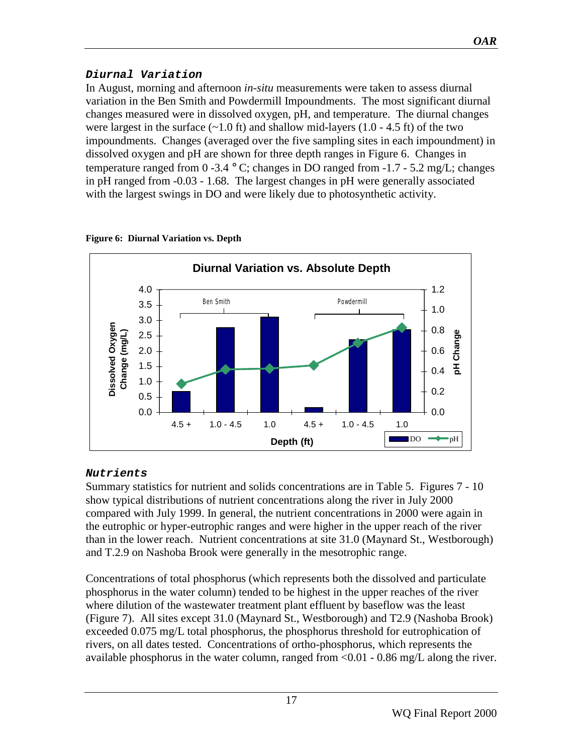## *Diurnal Variation*

In August, morning and afternoon *in-situ* measurements were taken to assess diurnal variation in the Ben Smith and Powdermill Impoundments. The most significant diurnal changes measured were in dissolved oxygen, pH, and temperature. The diurnal changes were largest in the surface (~1.0 ft) and shallow mid-layers (1.0 - 4.5 ft) of the two impoundments. Changes (averaged over the five sampling sites in each impoundment) in dissolved oxygen and pH are shown for three depth ranges in Figure 6. Changes in temperature ranged from 0 -3.4 °C; changes in DO ranged from -1.7 - 5.2 mg/L; changes in pH ranged from -0.03 - 1.68. The largest changes in pH were generally associated with the largest swings in DO and were likely due to photosynthetic activity.

**Figure 6: Diurnal Variation vs. Depth**

## *Nutrients*

Summary statistics for nutrient and solids concentrations are in Table 5. Figures 7 - 10 show typical distributions of nutrient concentrations along the river in July 2000 compared with July 1999. In general, the nutrient concentrations in 2000 were again in the eutrophic or hyper-eutrophic ranges and were higher in the upper reach of the river than in the lower reach. Nutrient concentrations at site 31.0 (Maynard St., Westborough) and T.2.9 on Nashoba Brook were generally in the mesotrophic range.

Concentrations of total phosphorus (which represents both the dissolved and particulate phosphorus in the water column) tended to be highest in the upper reaches of the river where dilution of the wastewater treatment plant effluent by baseflow was the least (Figure 7). All sites except 31.0 (Maynard St., Westborough) and T2.9 (Nashoba Brook) exceeded 0.075 mg/L total phosphorus, the phosphorus threshold for eutrophication of rivers, on all dates tested. Concentrations of ortho-phosphorus, which represents the available phosphorus in the water column, ranged from <0.01 - 0.86 mg/L along the river.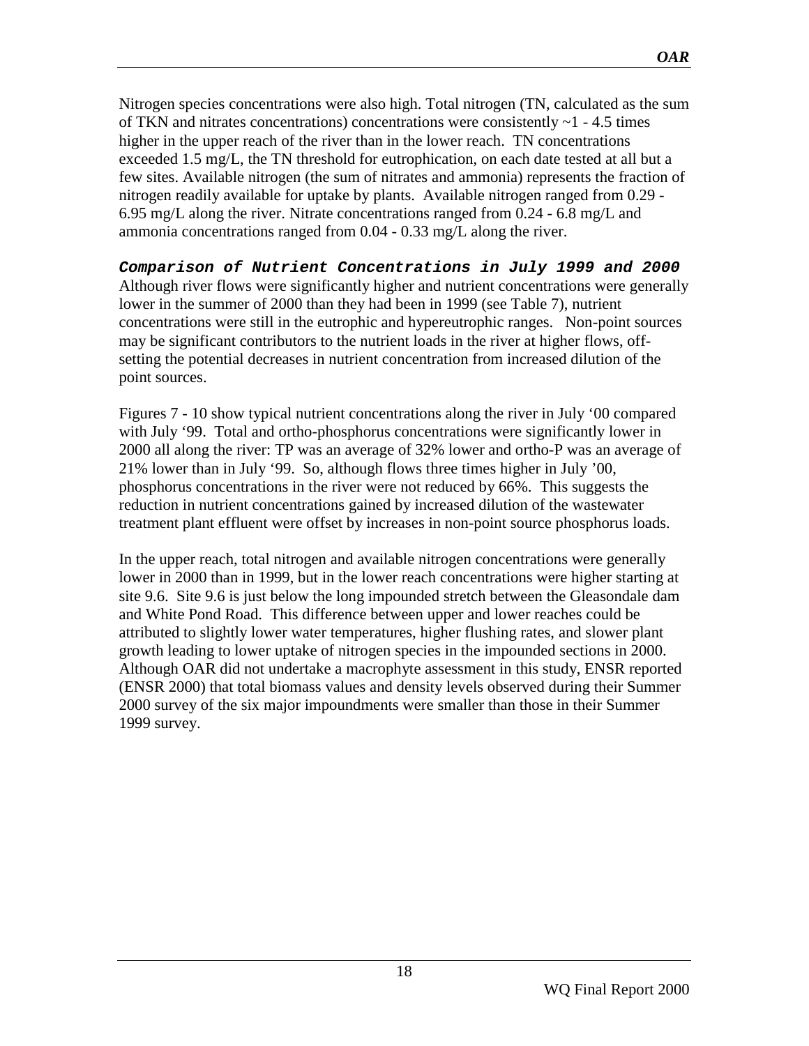Nitrogen species concentrations were also high. Total nitrogen (TN, calculated as the sum of TKN and nitrates concentrations) concentrations were consistently ~1 - 4.5 times higher in the upper reach of the river than in the lower reach. TN concentrations exceeded 1.5 mg/L, the TN threshold for eutrophication, on each date tested at all but a few sites. Available nitrogen (the sum of nitrates and ammonia) represents the fraction of nitrogen readily available for uptake by plants. Available nitrogen ranged from 0.29 - 6.95 mg/L along the river. Nitrate concentrations ranged from 0.24 - 6.8 mg/L and ammonia concentrations ranged from 0.04 - 0.33 mg/L along the river.

### *Comparison of Nutrient Concentrations in July 1999 and 2000*

Although river flows were significantly higher and nutrient concentrations were generally lower in the summer of 2000 than they had been in 1999 (see Table 7), nutrient concentrations were still in the eutrophic and hypereutrophic ranges. Non-point sources may be significant contributors to the nutrient loads in the river at higher flows, off-setting the potential decreases in nutrient concentration from increased dilution of the point sources.

Figures 7 - 10 show typical nutrient concentrations along the river in July '00 compared with July '99. Total and ortho-phosphorus concentrations were significantly lower in 2000 all along the river: TP was an average of 32% lower and ortho-P was an average of 21% lower than in July '99. So, although flows three times higher in July '00, phosphorus concentrations in the river were not reduced by 66%. This suggests the reduction in nutrient concentrations gained by increased dilution of the wastewater treatment plant effluent were offset by increases in non-point source phosphorus loads.

In the upper reach, total nitrogen and available nitrogen concentrations were generally lower in 2000 than in 1999, but in the lower reach concentrations were higher starting at site 9.6. Site 9.6 is just below the long impounded stretch between the Gleasondale dam and White Pond Road. This difference between upper and lower reaches could be attributed to slightly lower water temperatures, higher flushing rates, and slower plant growth leading to lower uptake of nitrogen species in the impounded sections in 2000. Although OAR did not undertake a macrophyte assessment in this study, ENSR reported (ENSR 2000) that total biomass values and density levels observed during their Summer 2000 survey of the six major impoundments were smaller than those in their Summer 1999 survey.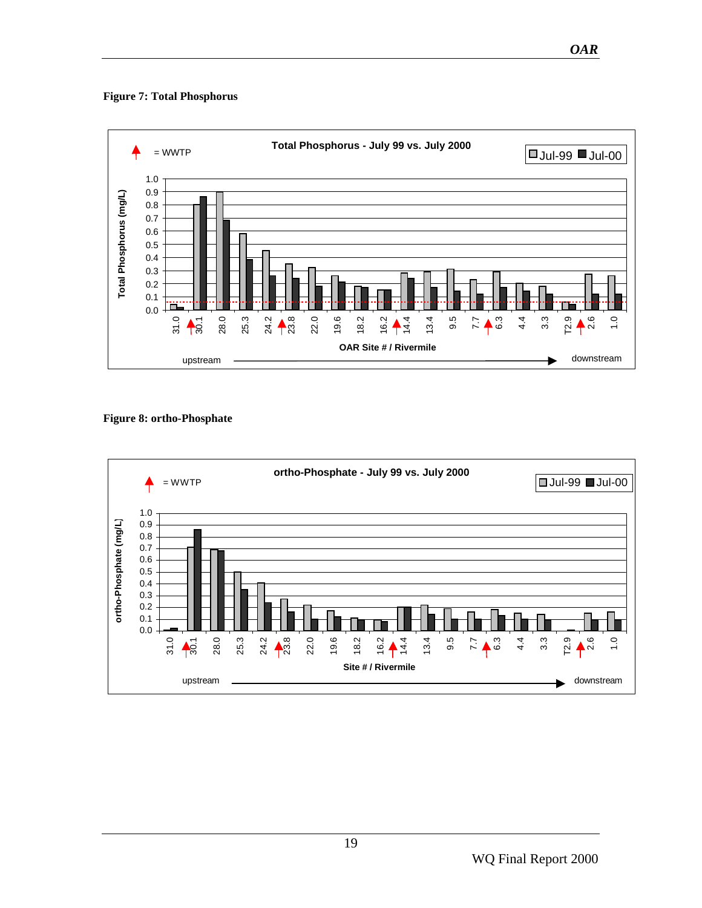**Figure 7: Total Phosphorus**

**Figure 8: ortho-Phosphate**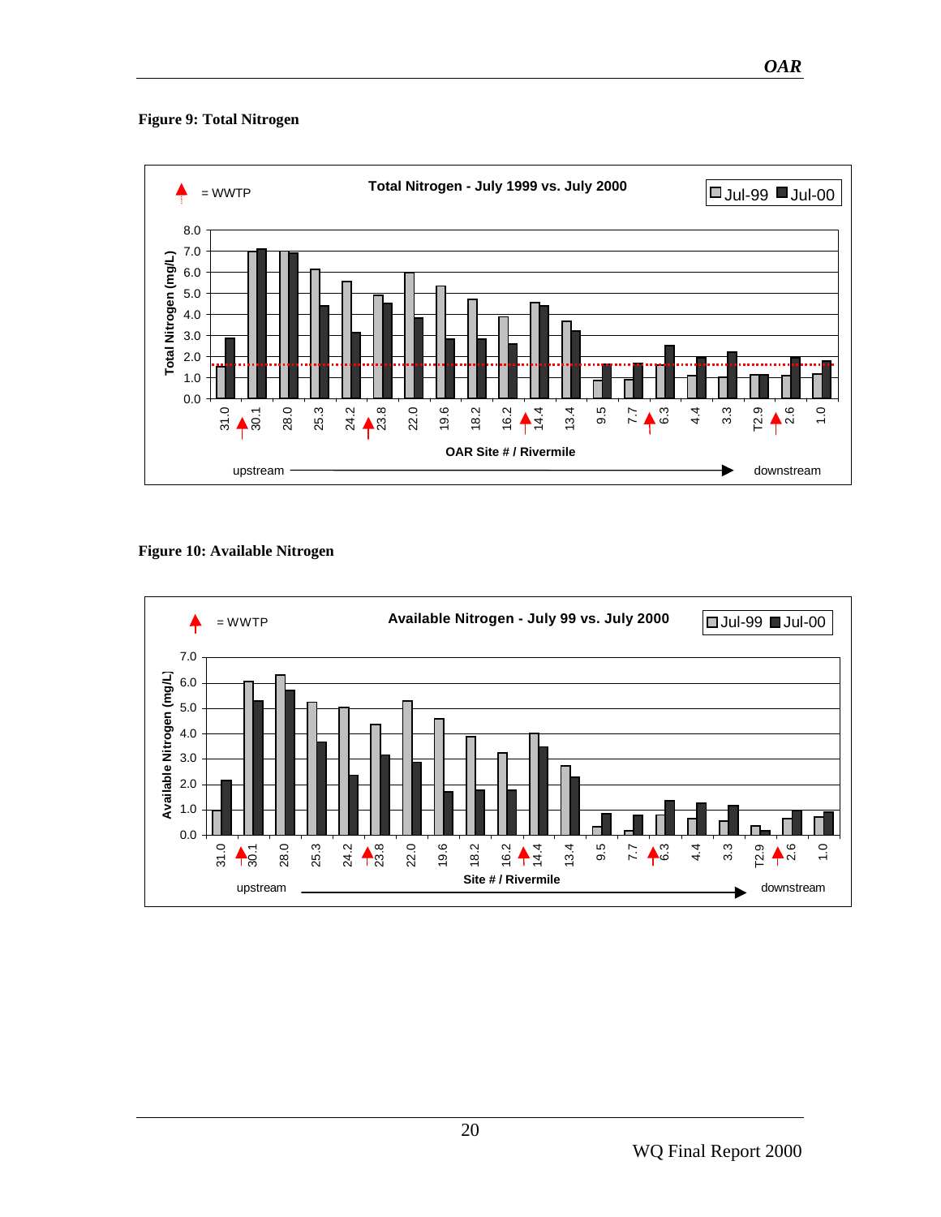**Figure 9: Total Nitrogen**

**Figure 10: Available Nitrogen**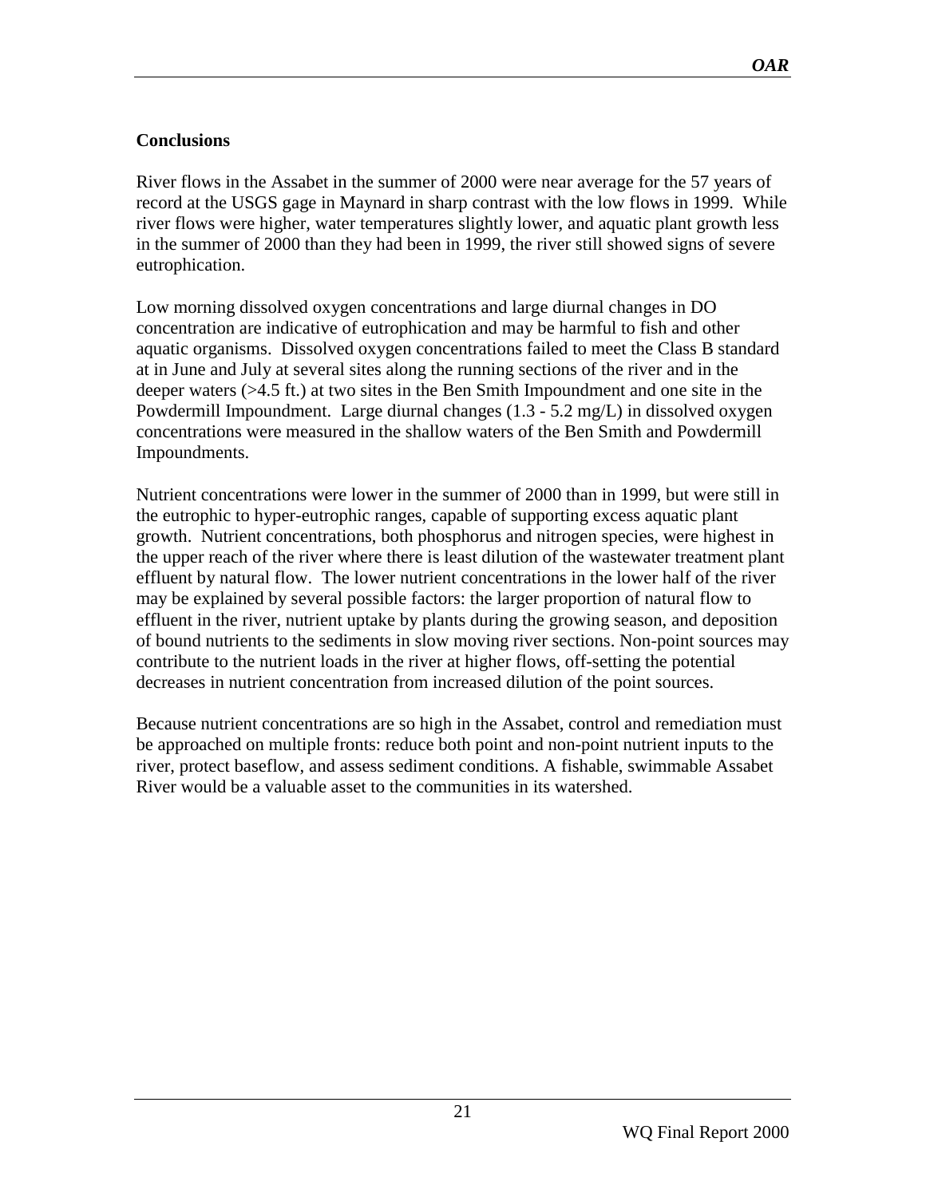## Conclusions

River flows in the Assabet in the summer of 2000 were near average for the 57 years of record at the USGS gage in Maynard in sharp contrast with the low flows in 1999. While river flows were higher, water temperatures slightly lower, and aquatic plant growth less in the summer of 2000 than they had been in 1999, the river still showed signs of severe eutrophication.

Low morning dissolved oxygen concentrations and large diurnal changes in DO concentration are indicative of eutrophication and may be harmful to fish and other aquatic organisms. Dissolved oxygen concentrations failed to meet the Class B standard at in June and July at several sites along the running sections of the river and in the deeper waters (>4.5 ft.) at two sites in the Ben Smith Impoundment and one site in the Powdermill Impoundment. Large diurnal changes (1.3 - 5.2 mg/L) in dissolved oxygen concentrations were measured in the shallow waters of the Ben Smith and Powdermill Impoundments.

Nutrient concentrations were lower in the summer of 2000 than in 1999, but were still in the eutrophic to hyper-eutrophic ranges, capable of supporting excess aquatic plant growth. Nutrient concentrations, both phosphorus and nitrogen species, were highest in the upper reach of the river where there is least dilution of the wastewater treatment plant effluent by natural flow. The lower nutrient concentrations in the lower half of the river may be explained by several possible factors: the larger proportion of natural flow to effluent in the river, nutrient uptake by plants during the growing season, and deposition of bound nutrients to the sediments in slow moving river sections. Non-point sources may contribute to the nutrient loads in the river at higher flows, off-setting the potential decreases in nutrient concentration from increased dilution of the point sources.

Because nutrient concentrations are so high in the Assabet, control and remediation must be approached on multiple fronts: reduce both point and non-point nutrient inputs to the river, protect baseflow, and assess sediment conditions. A fishable, swimmable Assabet River would be a valuable asset to the communities in its watershed.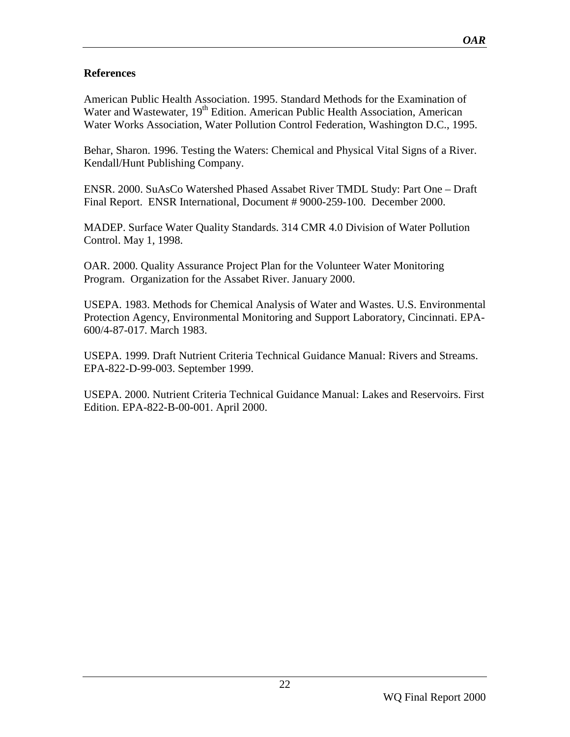# References

American Public Health Association. 1995. Standard Methods for the Examination of Water and Wastewater, 19th Edition. American Public Health Association, American Water Works Association, Water Pollution Control Federation, Washington D.C., 1995.

Behar, Sharon. 1996. Testing the Waters: Chemical and Physical Vital Signs of a River. Kendall/Hunt Publishing Company.

ENSR. 2000. SuAsCo Watershed Phased Assabet River TMDL Study: Part One – Draft Final Report. ENSR International, Document # 9000-259-100. December 2000.

MADEP. Surface Water Quality Standards. 314 CMR 4.0 Division of Water Pollution Control. May 1, 1998.

OAR. 2000. Quality Assurance Project Plan for the Volunteer Water Monitoring Program. Organization for the Assabet River. January 2000.

USEPA. 1983. Methods for Chemical Analysis of Water and Wastes. U.S. Environmental Protection Agency, Environmental Monitoring and Support Laboratory, Cincinnati. EPA-600/4-87-017. March 1983.

USEPA. 1999. Draft Nutrient Criteria Technical Guidance Manual: Rivers and Streams. EPA-822-D-99-003. September 1999.

USEPA. 2000. Nutrient Criteria Technical Guidance Manual: Lakes and Reservoirs. First Edition. EPA-822-B-00-001. April 2000.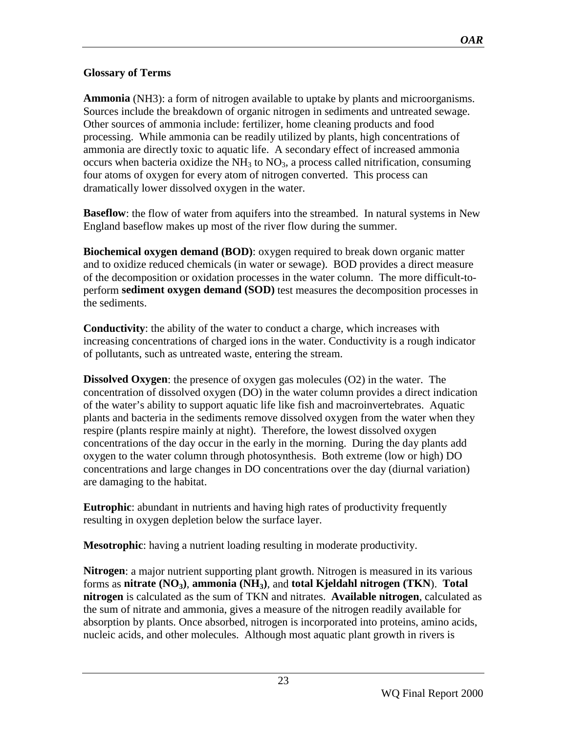**Glossary of Terms**

**Ammonia** (NH3): a form of nitrogen available to uptake by plants and microorganisms. Sources include the breakdown of organic nitrogen in sediments and untreated sewage. Other sources of ammonia include: fertilizer, home cleaning products and food processing. While ammonia can be readily utilized by plants, high concentrations of ammonia are directly toxic to aquatic life. A secondary effect of increased ammonia occurs when bacteria oxidize the $NH_3$ to $NO_3$, a process called nitrification, consuming four atoms of oxygen for every atom of nitrogen converted. This process can dramatically lower dissolved oxygen in the water.

**Baseflow**: the flow of water from aquifers into the streambed. In natural systems in New England baseflow makes up most of the river flow during the summer.

**Biochemical oxygen demand (BOD)**: oxygen required to break down organic matter and to oxidize reduced chemicals (in water or sewage). BOD provides a direct measure of the decomposition or oxidation processes in the water column. The more difficult-to-perform **sediment oxygen demand (SOD)** test measures the decomposition processes in the sediments.

**Conductivity**: the ability of the water to conduct a charge, which increases with increasing concentrations of charged ions in the water. Conductivity is a rough indicator of pollutants, such as untreated waste, entering the stream.

**Dissolved Oxygen**: the presence of oxygen gas molecules (O2) in the water. The concentration of dissolved oxygen (DO) in the water column provides a direct indication of the water's ability to support aquatic life like fish and macroinvertebrates. Aquatic plants and bacteria in the sediments remove dissolved oxygen from the water when they respire (plants respire mainly at night). Therefore, the lowest dissolved oxygen concentrations of the day occur in the early in the morning. During the day plants add oxygen to the water column through photosynthesis. Both extreme (low or high) DO concentrations and large changes in DO concentrations over the day (diurnal variation) are damaging to the habitat.

**Eutrophic**: abundant in nutrients and having high rates of productivity frequently resulting in oxygen depletion below the surface layer.

**Mesotrophic**: having a nutrient loading resulting in moderate productivity.

**Nitrogen**: a major nutrient supporting plant growth. Nitrogen is measured in its various forms as **nitrate ($NO_3$)**, **ammonia ($NH_3$)**, and **total Kjeldahl nitrogen (TKN**). **Total nitrogen** is calculated as the sum of TKN and nitrates. **Available nitrogen**, calculated as the sum of nitrate and ammonia, gives a measure of the nitrogen readily available for absorption by plants. Once absorbed, nitrogen is incorporated into proteins, amino acids, nucleic acids, and other molecules. Although most aquatic plant growth in rivers is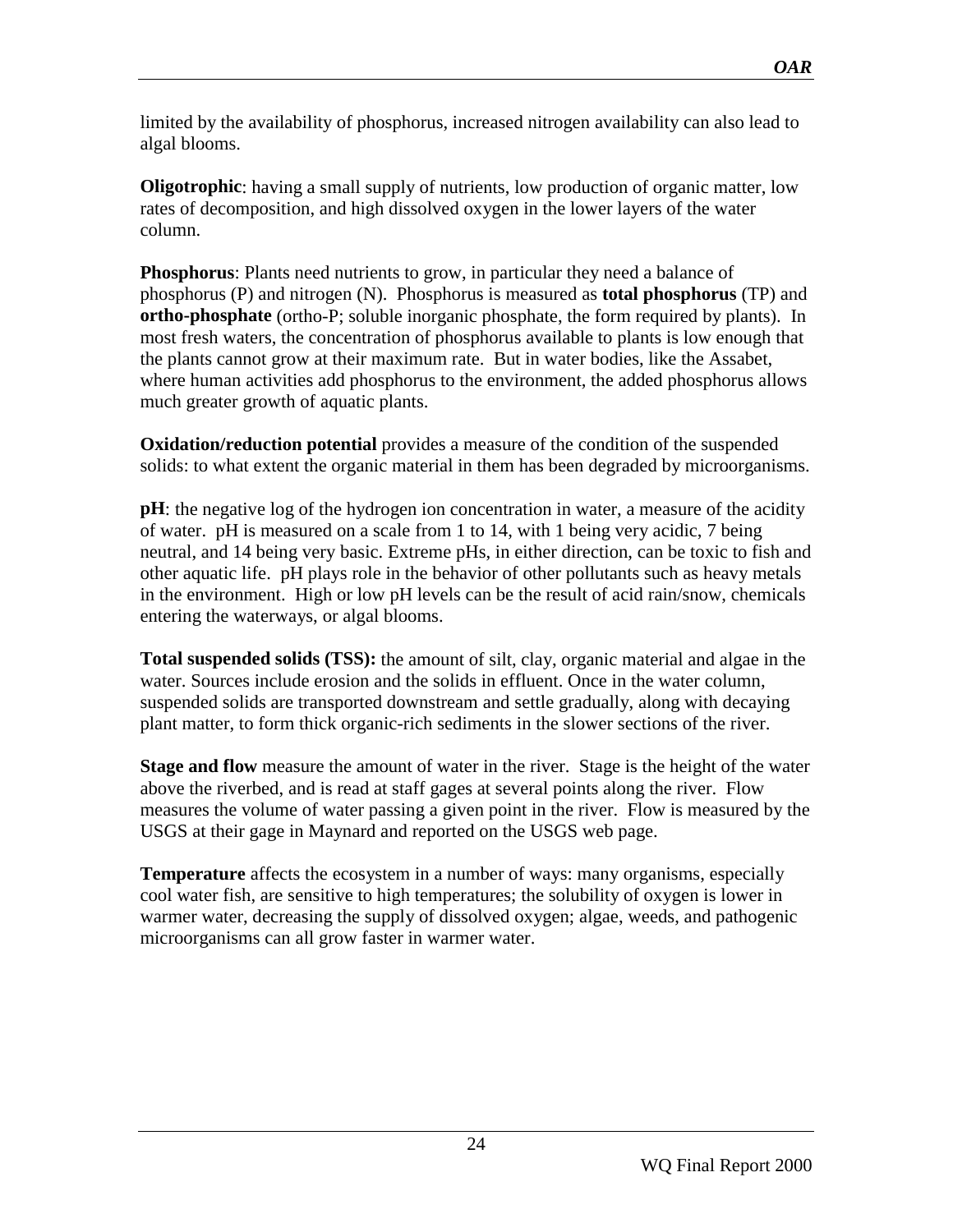limited by the availability of phosphorus, increased nitrogen availability can also lead to algal blooms.

**Oligotrophic**: having a small supply of nutrients, low production of organic matter, low rates of decomposition, and high dissolved oxygen in the lower layers of the water column.

**Phosphorus**: Plants need nutrients to grow, in particular they need a balance of phosphorus (P) and nitrogen (N). Phosphorus is measured as **total phosphorus** (TP) and **ortho-phosphate** (ortho-P; soluble inorganic phosphate, the form required by plants). In most fresh waters, the concentration of phosphorus available to plants is low enough that the plants cannot grow at their maximum rate. But in water bodies, like the Assabet, where human activities add phosphorus to the environment, the added phosphorus allows much greater growth of aquatic plants.

**Oxidation/reduction potential** provides a measure of the condition of the suspended solids: to what extent the organic material in them has been degraded by microorganisms.

**pH**: the negative log of the hydrogen ion concentration in water, a measure of the acidity of water. pH is measured on a scale from 1 to 14, with 1 being very acidic, 7 being neutral, and 14 being very basic. Extreme pHs, in either direction, can be toxic to fish and other aquatic life. pH plays role in the behavior of other pollutants such as heavy metals in the environment. High or low pH levels can be the result of acid rain/snow, chemicals entering the waterways, or algal blooms.

**Total suspended solids (TSS):** the amount of silt, clay, organic material and algae in the water. Sources include erosion and the solids in effluent. Once in the water column, suspended solids are transported downstream and settle gradually, along with decaying plant matter, to form thick organic-rich sediments in the slower sections of the river.

**Stage and flow** measure the amount of water in the river. Stage is the height of the water above the riverbed, and is read at staff gages at several points along the river. Flow measures the volume of water passing a given point in the river. Flow is measured by the USGS at their gage in Maynard and reported on the USGS web page.

**Temperature** affects the ecosystem in a number of ways: many organisms, especially cool water fish, are sensitive to high temperatures; the solubility of oxygen is lower in warmer water, decreasing the supply of dissolved oxygen; algae, weeds, and pathogenic microorganisms can all grow faster in warmer water.